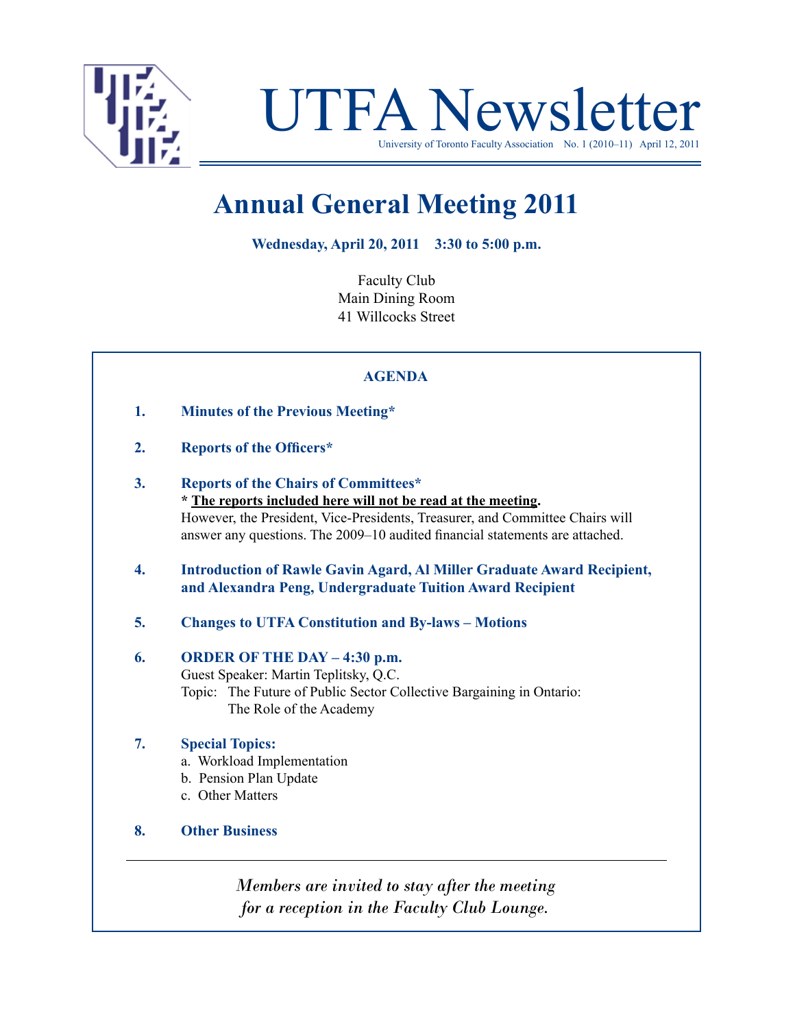# UTFA Newsletter

University of Toronto Faculty Association No. 1 (2010–11) April 12, 2011

## Annual General Meeting 2011

**Wednesday, April 20, 2011 3:30 to 5:00 p.m.**

Faculty Club
Main Dining Room
41 Willcocks Street

### AGENDA

1. **Minutes of the Previous Meeting***

2. **Reports of the Officers***

3. **Reports of the Chairs of Committees***
   **\* The reports included here will not be read at the meeting.**
   However, the President, Vice-Presidents, Treasurer, and Committee Chairs will answer any questions. The 2009–10 audited financial statements are attached.

4. **Introduction of Rawle Gavin Agard, Al Miller Graduate Award Recipient, and Alexandra Peng, Undergraduate Tuition Award Recipient**

5. **Changes to UTFA Constitution and By-laws – Motions**

6. **ORDER OF THE DAY – 4:30 p.m.**
   Guest Speaker: Martin Teplitsky, Q.C.
   Topic: The Future of Public Sector Collective Bargaining in Ontario: The Role of the Academy

7. **Special Topics:**
   a. Workload Implementation
   b. Pension Plan Update
   c. Other Matters

8. **Other Business**

---

*Members are invited to stay after the meeting for a reception in the Faculty Club Lounge.*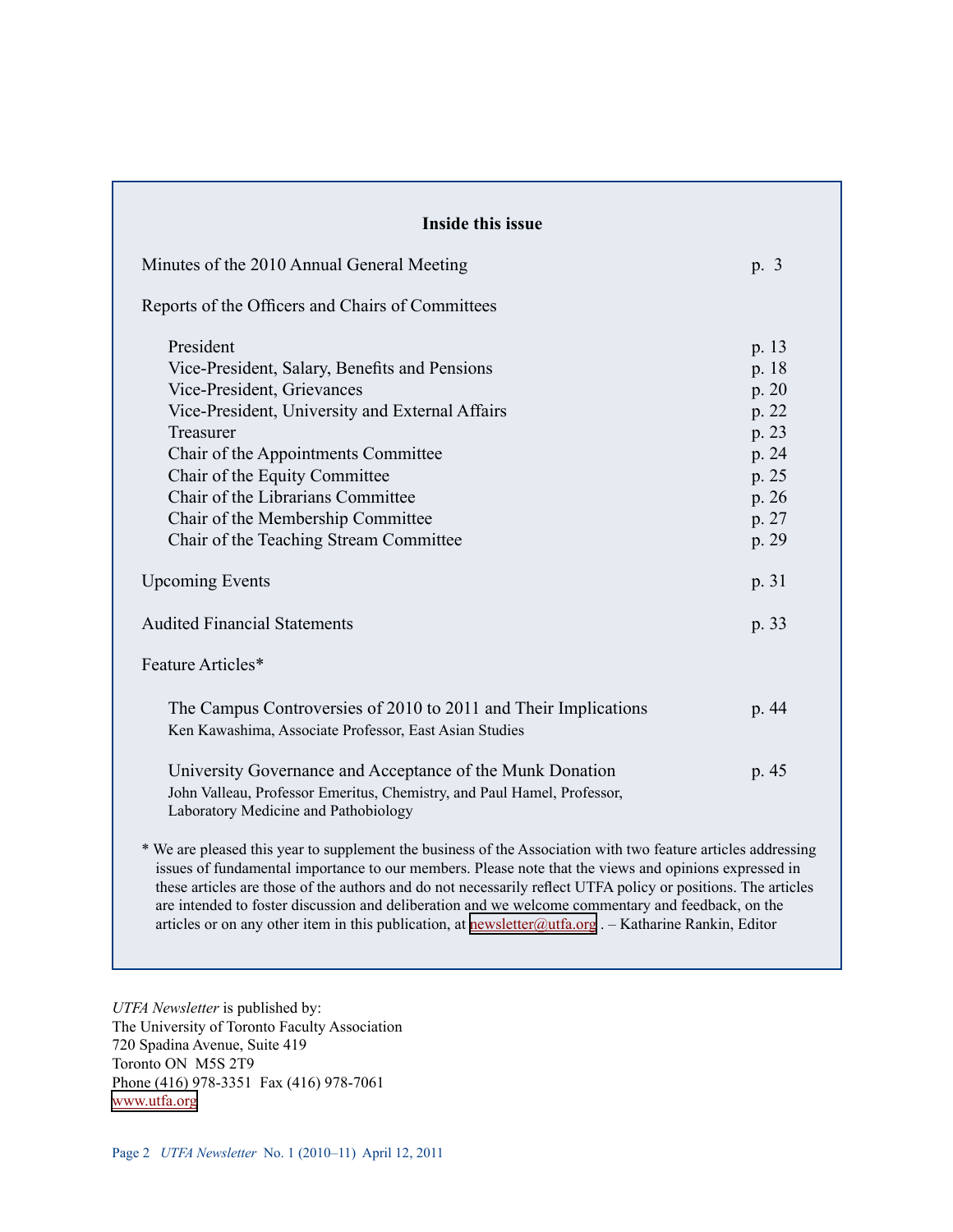## Inside this issue

| | |
|---|---|
| Minutes of the 2010 Annual General Meeting | p. 3 |
| **Reports of the Officers and Chairs of Committees** | |
| President | p. 13 |
| Vice-President, Salary, Benefits and Pensions | p. 18 |
| Vice-President, Grievances | p. 20 |
| Vice-President, University and External Affairs | p. 22 |
| Treasurer | p. 23 |
| Chair of the Appointments Committee | p. 24 |
| Chair of the Equity Committee | p. 25 |
| Chair of the Librarians Committee | p. 26 |
| Chair of the Membership Committee | p. 27 |
| Chair of the Teaching Stream Committee | p. 29 |
| Upcoming Events | p. 31 |
| Audited Financial Statements | p. 33 |
| **Feature Articles*** | |
| The Campus Controversies of 2010 to 2011 and Their Implications<br>Ken Kawashima, Associate Professor, East Asian Studies | p. 44 |
| University Governance and Acceptance of the Munk Donation<br>John Valleau, Professor Emeritus, Chemistry, and Paul Hamel, Professor, Laboratory Medicine and Pathobiology | p. 45 |

* We are pleased this year to supplement the business of the Association with two feature articles addressing issues of fundamental importance to our members. Please note that the views and opinions expressed in these articles are those of the authors and do not necessarily reflect UTFA policy or positions. The articles are intended to foster discussion and deliberation and we welcome commentary and feedback, on the articles or on any other item in this publication, at newsletter@utfa.org . – Katharine Rankin, Editor

*UTFA Newsletter* is published by:
The University of Toronto Faculty Association
720 Spadina Avenue, Suite 419
Toronto ON M5S 2T9
Phone (416) 978-3351 Fax (416) 978-7061
www.utfa.org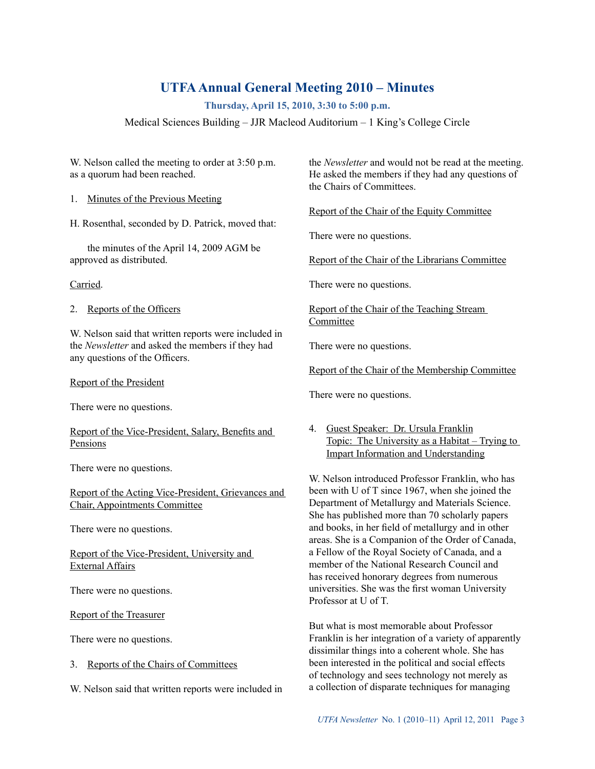# UTFA Annual General Meeting 2010 – Minutes

**Thursday, April 15, 2010, 3:30 to 5:00 p.m.**

Medical Sciences Building – JJR Macleod Auditorium – 1 King's College Circle

W. Nelson called the meeting to order at 3:50 p.m. as a quorum had been reached.

1. Minutes of the Previous Meeting

H. Rosenthal, seconded by D. Patrick, moved that:

the minutes of the April 14, 2009 AGM be approved as distributed.

Carried.

2. Reports of the Officers

W. Nelson said that written reports were included in the *Newsletter* and asked the members if they had any questions of the Officers.

Report of the President

There were no questions.

Report of the Vice-President, Salary, Benefits and Pensions

There were no questions.

Report of the Acting Vice-President, Grievances and Chair, Appointments Committee

There were no questions.

Report of the Vice-President, University and External Affairs

There were no questions.

Report of the Treasurer

There were no questions.

3. Reports of the Chairs of Committees

W. Nelson said that written reports were included in the *Newsletter* and would not be read at the meeting. He asked the members if they had any questions of the Chairs of Committees.

Report of the Chair of the Equity Committee

There were no questions.

Report of the Chair of the Librarians Committee

There were no questions.

Report of the Chair of the Teaching Stream Committee

There were no questions.

Report of the Chair of the Membership Committee

There were no questions.

4. Guest Speaker: Dr. Ursula Franklin
   Topic: The University as a Habitat – Trying to Impart Information and Understanding

W. Nelson introduced Professor Franklin, who has been with U of T since 1967, when she joined the Department of Metallurgy and Materials Science. She has published more than 70 scholarly papers and books, in her field of metallurgy and in other areas. She is a Companion of the Order of Canada, a Fellow of the Royal Society of Canada, and a member of the National Research Council and has received honorary degrees from numerous universities. She was the first woman University Professor at U of T.

But what is most memorable about Professor Franklin is her integration of a variety of apparently dissimilar things into a coherent whole. She has been interested in the political and social effects of technology and sees technology not merely as a collection of disparate techniques for managing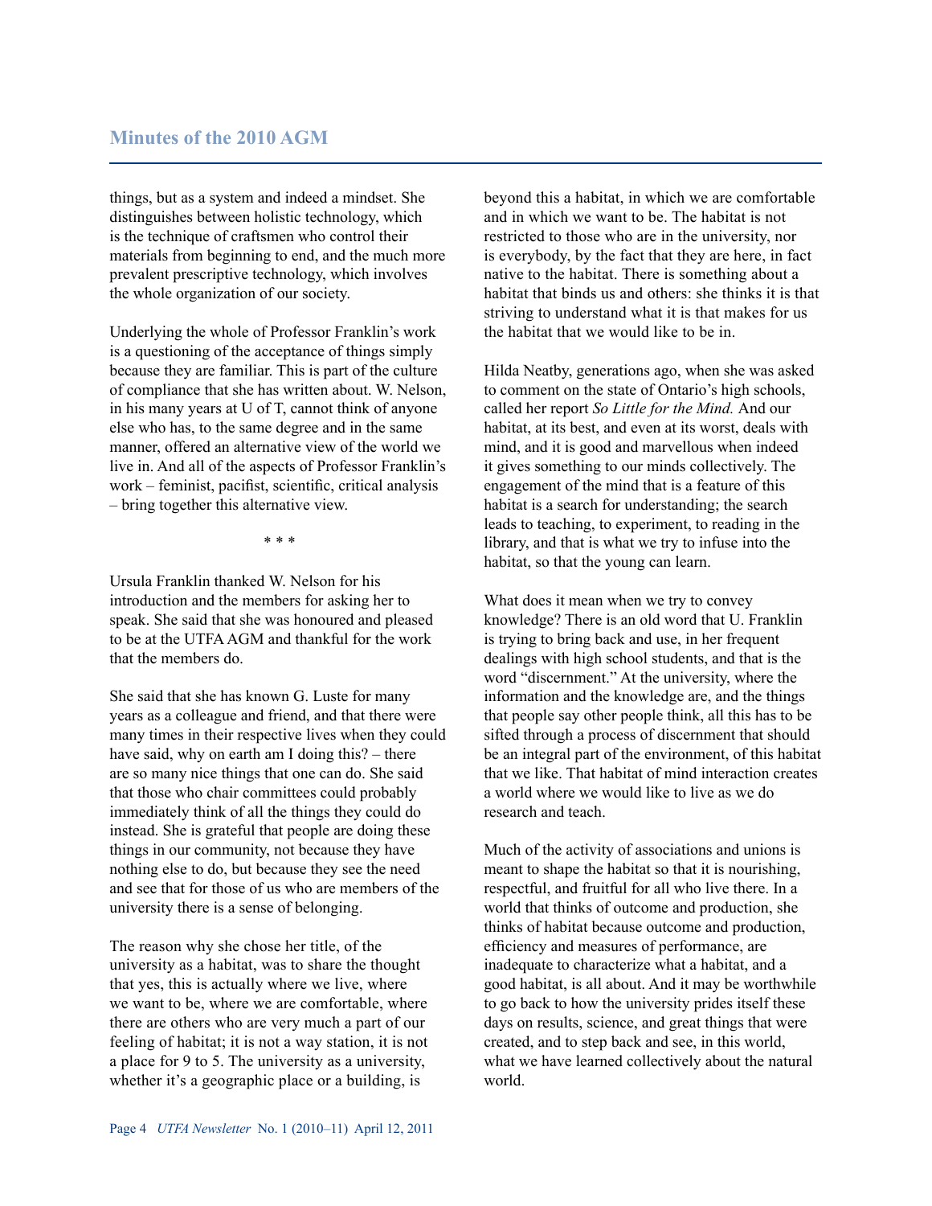things, but as a system and indeed a mindset. She distinguishes between holistic technology, which is the technique of craftsmen who control their materials from beginning to end, and the much more prevalent prescriptive technology, which involves the whole organization of our society.

Underlying the whole of Professor Franklin's work is a questioning of the acceptance of things simply because they are familiar. This is part of the culture of compliance that she has written about. W. Nelson, in his many years at U of T, cannot think of anyone else who has, to the same degree and in the same manner, offered an alternative view of the world we live in. And all of the aspects of Professor Franklin's work – feminist, pacifist, scientific, critical analysis – bring together this alternative view.

\* \* \*

Ursula Franklin thanked W. Nelson for his introduction and the members for asking her to speak. She said that she was honoured and pleased to be at the UTFA AGM and thankful for the work that the members do.

She said that she has known G. Luste for many years as a colleague and friend, and that there were many times in their respective lives when they could have said, why on earth am I doing this? – there are so many nice things that one can do. She said that those who chair committees could probably immediately think of all the things they could do instead. She is grateful that people are doing these things in our community, not because they have nothing else to do, but because they see the need and see that for those of us who are members of the university there is a sense of belonging.

The reason why she chose her title, of the university as a habitat, was to share the thought that yes, this is actually where we live, where we want to be, where we are comfortable, where there are others who are very much a part of our feeling of habitat; it is not a way station, it is not a place for 9 to 5. The university as a university, whether it's a geographic place or a building, is beyond this a habitat, in which we are comfortable and in which we want to be. The habitat is not restricted to those who are in the university, nor is everybody, by the fact that they are here, in fact native to the habitat. There is something about a habitat that binds us and others: she thinks it is that striving to understand what it is that makes for us the habitat that we would like to be in.

Hilda Neatby, generations ago, when she was asked to comment on the state of Ontario's high schools, called her report *So Little for the Mind.* And our habitat, at its best, and even at its worst, deals with mind, and it is good and marvellous when indeed it gives something to our minds collectively. The engagement of the mind that is a feature of this habitat is a search for understanding; the search leads to teaching, to experiment, to reading in the library, and that is what we try to infuse into the habitat, so that the young can learn.

What does it mean when we try to convey knowledge? There is an old word that U. Franklin is trying to bring back and use, in her frequent dealings with high school students, and that is the word "discernment." At the university, where the information and the knowledge are, and the things that people say other people think, all this has to be sifted through a process of discernment that should be an integral part of the environment, of this habitat that we like. That habitat of mind interaction creates a world where we would like to live as we do research and teach.

Much of the activity of associations and unions is meant to shape the habitat so that it is nourishing, respectful, and fruitful for all who live there. In a world that thinks of outcome and production, she thinks of habitat because outcome and production, efficiency and measures of performance, are inadequate to characterize what a habitat, and a good habitat, is all about. And it may be worthwhile to go back to how the university prides itself these days on results, science, and great things that were created, and to step back and see, in this world, what we have learned collectively about the natural world.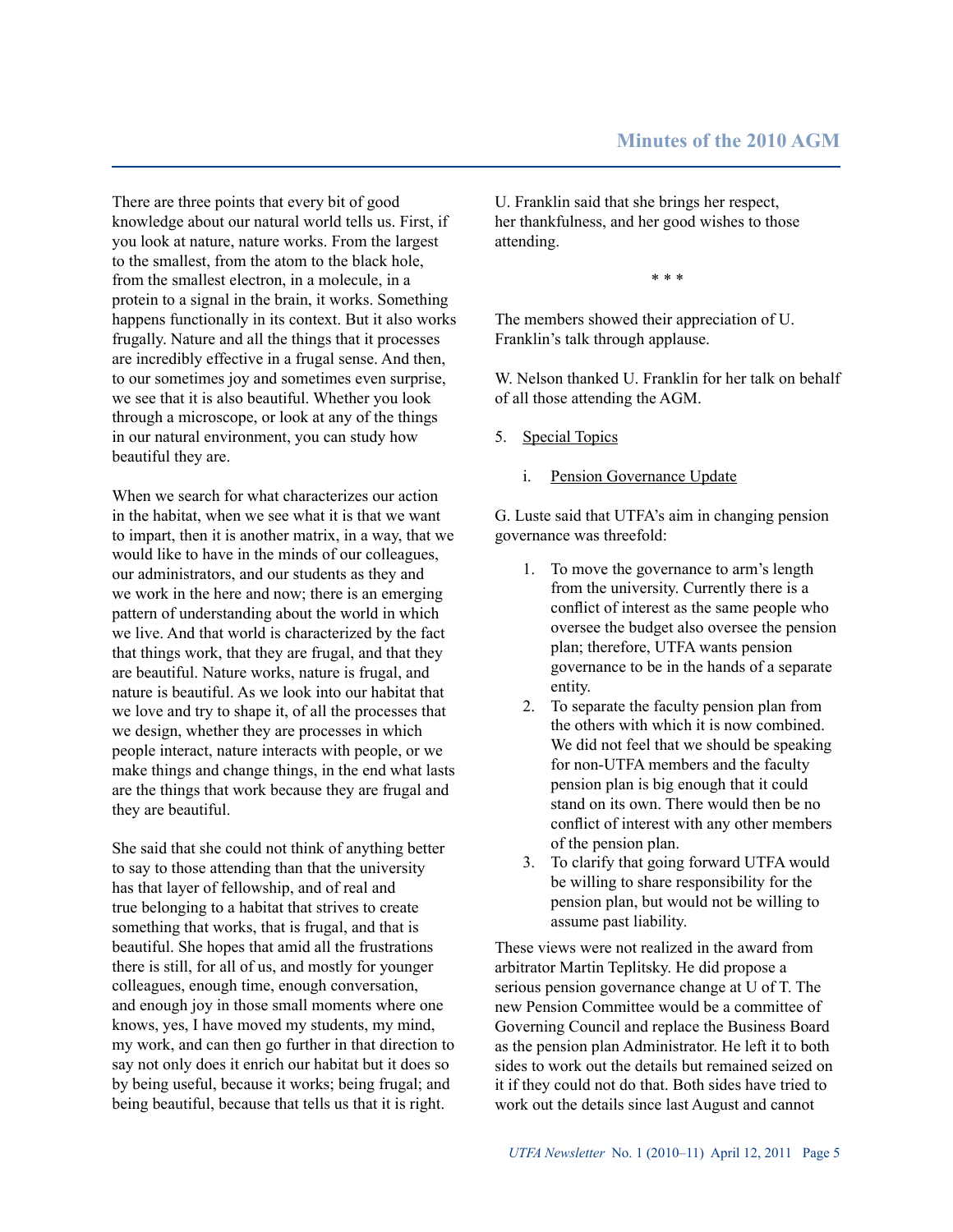There are three points that every bit of good knowledge about our natural world tells us. First, if you look at nature, nature works. From the largest to the smallest, from the atom to the black hole, from the smallest electron, in a molecule, in a protein to a signal in the brain, it works. Something happens functionally in its context. But it also works frugally. Nature and all the things that it processes are incredibly effective in a frugal sense. And then, to our sometimes joy and sometimes even surprise, we see that it is also beautiful. Whether you look through a microscope, or look at any of the things in our natural environment, you can study how beautiful they are.

When we search for what characterizes our action in the habitat, when we see what it is that we want to impart, then it is another matrix, in a way, that we would like to have in the minds of our colleagues, our administrators, and our students as they and we work in the here and now; there is an emerging pattern of understanding about the world in which we live. And that world is characterized by the fact that things work, that they are frugal, and that they are beautiful. Nature works, nature is frugal, and nature is beautiful. As we look into our habitat that we love and try to shape it, of all the processes that we design, whether they are processes in which people interact, nature interacts with people, or we make things and change things, in the end what lasts are the things that work because they are frugal and they are beautiful.

She said that she could not think of anything better to say to those attending than that the university has that layer of fellowship, and of real and true belonging to a habitat that strives to create something that works, that is frugal, and that is beautiful. She hopes that amid all the frustrations there is still, for all of us, and mostly for younger colleagues, enough time, enough conversation, and enough joy in those small moments where one knows, yes, I have moved my students, my mind, my work, and can then go further in that direction to say not only does it enrich our habitat but it does so by being useful, because it works; being frugal; and being beautiful, because that tells us that it is right.

U. Franklin said that she brings her respect, her thankfulness, and her good wishes to those attending.

\* \* \*

The members showed their appreciation of U. Franklin's talk through applause.

W. Nelson thanked U. Franklin for her talk on behalf of all those attending the AGM.

5. Special Topics

   i. Pension Governance Update

G. Luste said that UTFA's aim in changing pension governance was threefold:

1. To move the governance to arm's length from the university. Currently there is a conflict of interest as the same people who oversee the budget also oversee the pension plan; therefore, UTFA wants pension governance to be in the hands of a separate entity.
2. To separate the faculty pension plan from the others with which it is now combined. We did not feel that we should be speaking for non-UTFA members and the faculty pension plan is big enough that it could stand on its own. There would then be no conflict of interest with any other members of the pension plan.
3. To clarify that going forward UTFA would be willing to share responsibility for the pension plan, but would not be willing to assume past liability.

These views were not realized in the award from arbitrator Martin Teplitsky. He did propose a serious pension governance change at U of T. The new Pension Committee would be a committee of Governing Council and replace the Business Board as the pension plan Administrator. He left it to both sides to work out the details but remained seized on it if they could not do that. Both sides have tried to work out the details since last August and cannot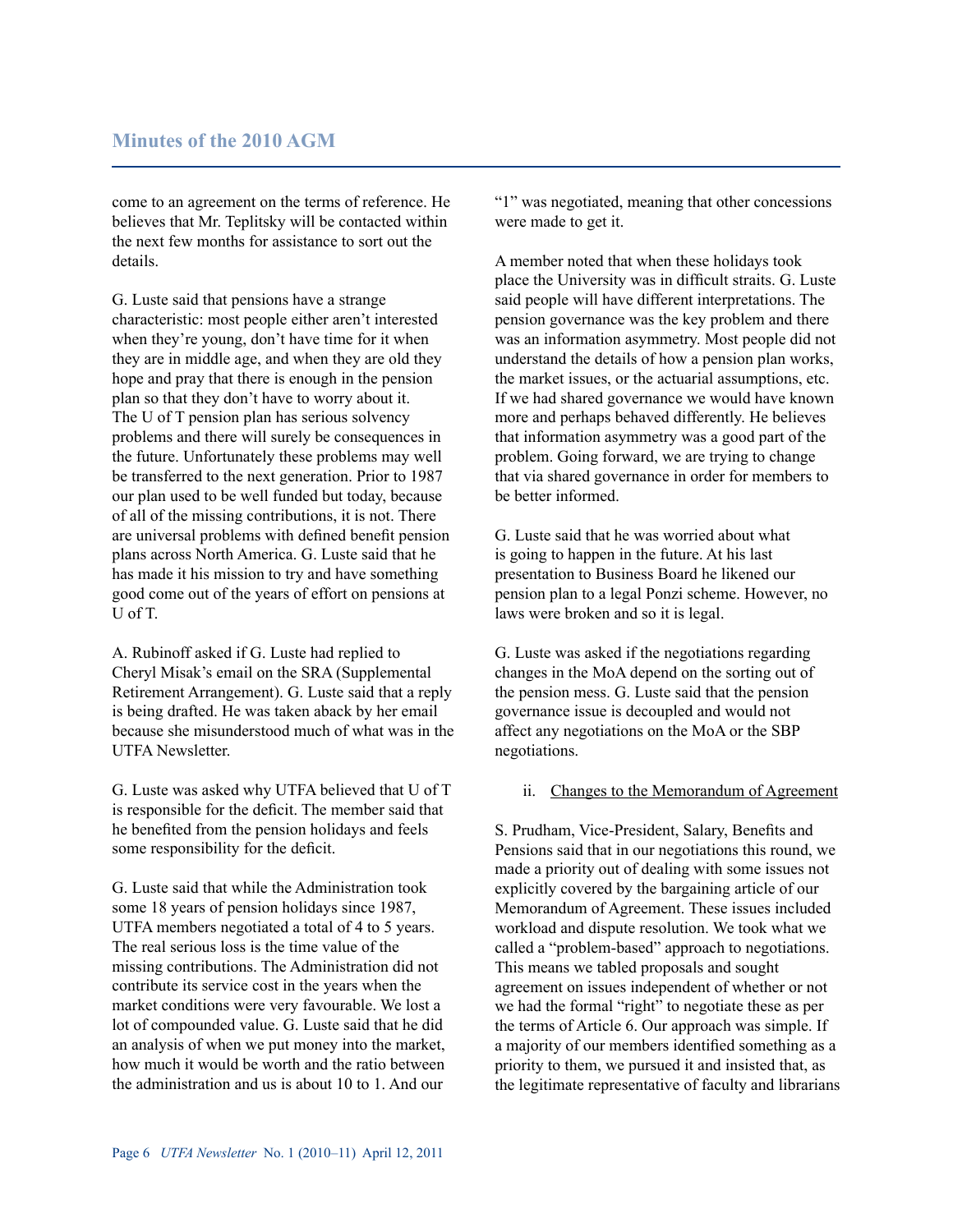come to an agreement on the terms of reference. He believes that Mr. Teplitsky will be contacted within the next few months for assistance to sort out the details.

G. Luste said that pensions have a strange characteristic: most people either aren't interested when they're young, don't have time for it when they are in middle age, and when they are old they hope and pray that there is enough in the pension plan so that they don't have to worry about it. The U of T pension plan has serious solvency problems and there will surely be consequences in the future. Unfortunately these problems may well be transferred to the next generation. Prior to 1987 our plan used to be well funded but today, because of all of the missing contributions, it is not. There are universal problems with defined benefit pension plans across North America. G. Luste said that he has made it his mission to try and have something good come out of the years of effort on pensions at U of T.

A. Rubinoff asked if G. Luste had replied to Cheryl Misak's email on the SRA (Supplemental Retirement Arrangement). G. Luste said that a reply is being drafted. He was taken aback by her email because she misunderstood much of what was in the UTFA Newsletter.

G. Luste was asked why UTFA believed that U of T is responsible for the deficit. The member said that he benefited from the pension holidays and feels some responsibility for the deficit.

G. Luste said that while the Administration took some 18 years of pension holidays since 1987, UTFA members negotiated a total of 4 to 5 years. The real serious loss is the time value of the missing contributions. The Administration did not contribute its service cost in the years when the market conditions were very favourable. We lost a lot of compounded value. G. Luste said that he did an analysis of when we put money into the market, how much it would be worth and the ratio between the administration and us is about 10 to 1. And our "1" was negotiated, meaning that other concessions were made to get it.

A member noted that when these holidays took place the University was in difficult straits. G. Luste said people will have different interpretations. The pension governance was the key problem and there was an information asymmetry. Most people did not understand the details of how a pension plan works, the market issues, or the actuarial assumptions, etc. If we had shared governance we would have known more and perhaps behaved differently. He believes that information asymmetry was a good part of the problem. Going forward, we are trying to change that via shared governance in order for members to be better informed.

G. Luste said that he was worried about what is going to happen in the future. At his last presentation to Business Board he likened our pension plan to a legal Ponzi scheme. However, no laws were broken and so it is legal.

G. Luste was asked if the negotiations regarding changes in the MoA depend on the sorting out of the pension mess. G. Luste said that the pension governance issue is decoupled and would not affect any negotiations on the MoA or the SBP negotiations.

ii. <u>Changes to the Memorandum of Agreement</u>

S. Prudham, Vice-President, Salary, Benefits and Pensions said that in our negotiations this round, we made a priority out of dealing with some issues not explicitly covered by the bargaining article of our Memorandum of Agreement. These issues included workload and dispute resolution. We took what we called a "problem-based" approach to negotiations. This means we tabled proposals and sought agreement on issues independent of whether or not we had the formal "right" to negotiate these as per the terms of Article 6. Our approach was simple. If a majority of our members identified something as a priority to them, we pursued it and insisted that, as the legitimate representative of faculty and librarians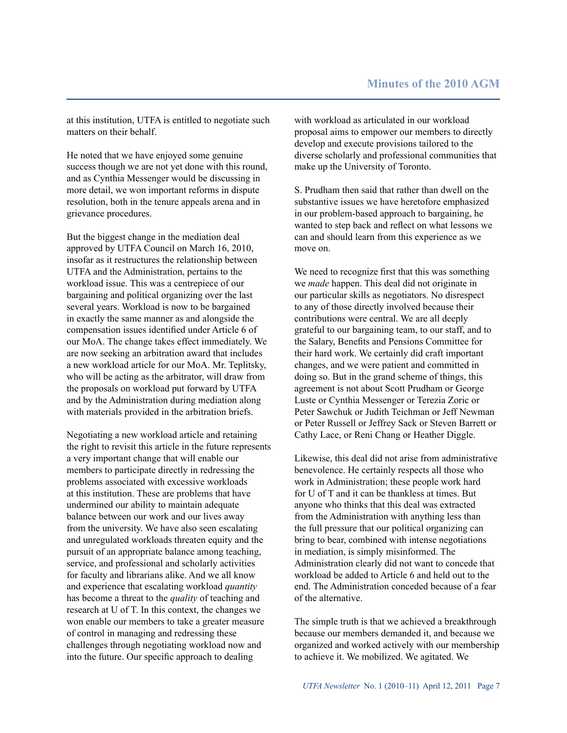at this institution, UTFA is entitled to negotiate such matters on their behalf.

He noted that we have enjoyed some genuine success though we are not yet done with this round, and as Cynthia Messenger would be discussing in more detail, we won important reforms in dispute resolution, both in the tenure appeals arena and in grievance procedures.

But the biggest change in the mediation deal approved by UTFA Council on March 16, 2010, insofar as it restructures the relationship between UTFA and the Administration, pertains to the workload issue. This was a centrepiece of our bargaining and political organizing over the last several years. Workload is now to be bargained in exactly the same manner as and alongside the compensation issues identified under Article 6 of our MoA. The change takes effect immediately. We are now seeking an arbitration award that includes a new workload article for our MoA. Mr. Teplitsky, who will be acting as the arbitrator, will draw from the proposals on workload put forward by UTFA and by the Administration during mediation along with materials provided in the arbitration briefs.

Negotiating a new workload article and retaining the right to revisit this article in the future represents a very important change that will enable our members to participate directly in redressing the problems associated with excessive workloads at this institution. These are problems that have undermined our ability to maintain adequate balance between our work and our lives away from the university. We have also seen escalating and unregulated workloads threaten equity and the pursuit of an appropriate balance among teaching, service, and professional and scholarly activities for faculty and librarians alike. And we all know and experience that escalating workload *quantity* has become a threat to the *quality* of teaching and research at U of T. In this context, the changes we won enable our members to take a greater measure of control in managing and redressing these challenges through negotiating workload now and into the future. Our specific approach to dealing with workload as articulated in our workload proposal aims to empower our members to directly develop and execute provisions tailored to the diverse scholarly and professional communities that make up the University of Toronto.

S. Prudham then said that rather than dwell on the substantive issues we have heretofore emphasized in our problem-based approach to bargaining, he wanted to step back and reflect on what lessons we can and should learn from this experience as we move on.

We need to recognize first that this was something we *made* happen. This deal did not originate in our particular skills as negotiators. No disrespect to any of those directly involved because their contributions were central. We are all deeply grateful to our bargaining team, to our staff, and to the Salary, Benefits and Pensions Committee for their hard work. We certainly did craft important changes, and we were patient and committed in doing so. But in the grand scheme of things, this agreement is not about Scott Prudham or George Luste or Cynthia Messenger or Terezia Zoric or Peter Sawchuk or Judith Teichman or Jeff Newman or Peter Russell or Jeffrey Sack or Steven Barrett or Cathy Lace, or Reni Chang or Heather Diggle.

Likewise, this deal did not arise from administrative benevolence. He certainly respects all those who work in Administration; these people work hard for U of T and it can be thankless at times. But anyone who thinks that this deal was extracted from the Administration with anything less than the full pressure that our political organizing can bring to bear, combined with intense negotiations in mediation, is simply misinformed. The Administration clearly did not want to concede that workload be added to Article 6 and held out to the end. The Administration conceded because of a fear of the alternative.

The simple truth is that we achieved a breakthrough because our members demanded it, and because we organized and worked actively with our membership to achieve it. We mobilized. We agitated. We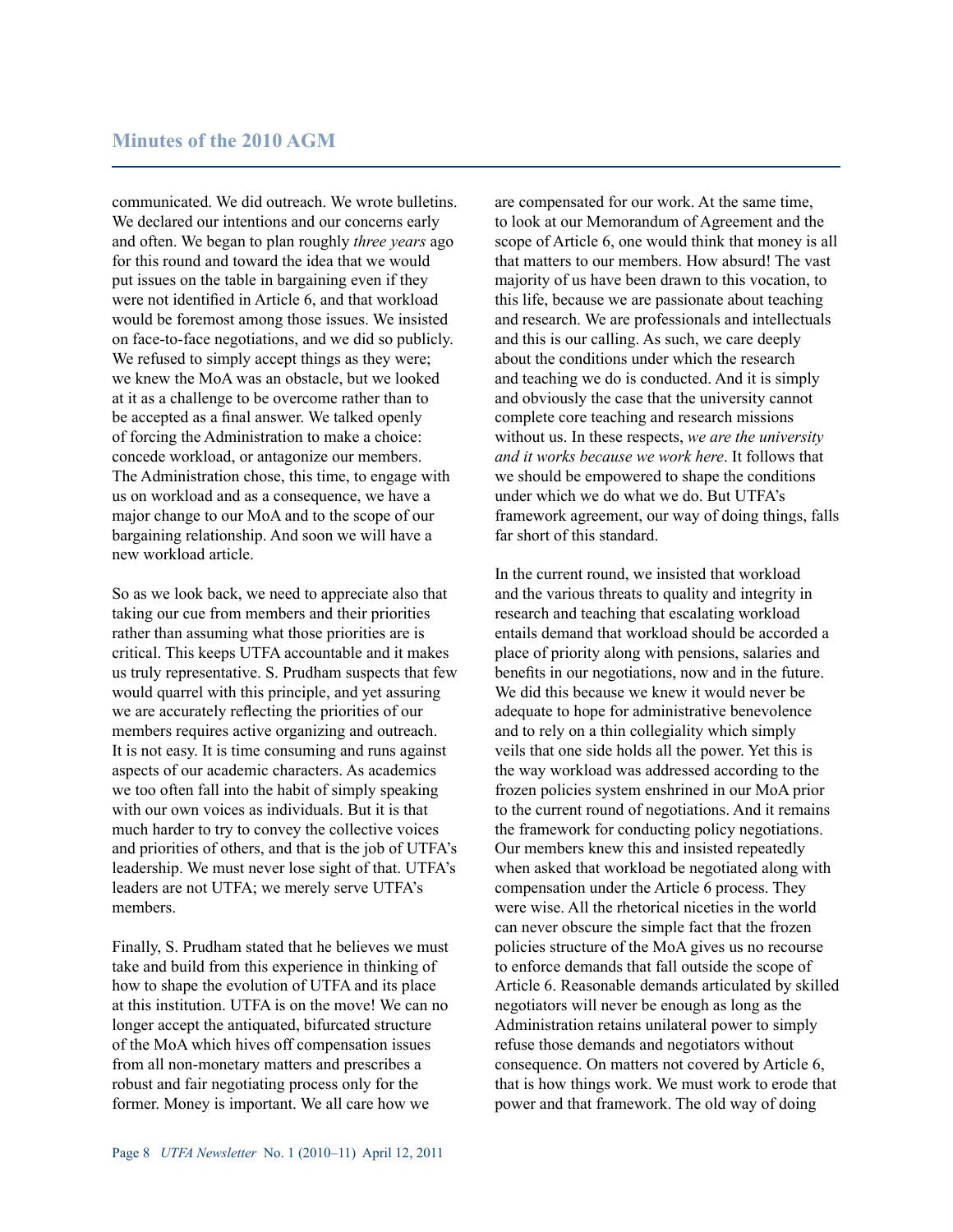communicated. We did outreach. We wrote bulletins. We declared our intentions and our concerns early and often. We began to plan roughly *three years* ago for this round and toward the idea that we would put issues on the table in bargaining even if they were not identified in Article 6, and that workload would be foremost among those issues. We insisted on face-to-face negotiations, and we did so publicly. We refused to simply accept things as they were; we knew the MoA was an obstacle, but we looked at it as a challenge to be overcome rather than to be accepted as a final answer. We talked openly of forcing the Administration to make a choice: concede workload, or antagonize our members. The Administration chose, this time, to engage with us on workload and as a consequence, we have a major change to our MoA and to the scope of our bargaining relationship. And soon we will have a new workload article.

So as we look back, we need to appreciate also that taking our cue from members and their priorities rather than assuming what those priorities are is critical. This keeps UTFA accountable and it makes us truly representative. S. Prudham suspects that few would quarrel with this principle, and yet assuring we are accurately reflecting the priorities of our members requires active organizing and outreach. It is not easy. It is time consuming and runs against aspects of our academic characters. As academics we too often fall into the habit of simply speaking with our own voices as individuals. But it is that much harder to try to convey the collective voices and priorities of others, and that is the job of UTFA's leadership. We must never lose sight of that. UTFA's leaders are not UTFA; we merely serve UTFA's members.

Finally, S. Prudham stated that he believes we must take and build from this experience in thinking of how to shape the evolution of UTFA and its place at this institution. UTFA is on the move! We can no longer accept the antiquated, bifurcated structure of the MoA which hives off compensation issues from all non-monetary matters and prescribes a robust and fair negotiating process only for the former. Money is important. We all care how we are compensated for our work. At the same time, to look at our Memorandum of Agreement and the scope of Article 6, one would think that money is all that matters to our members. How absurd! The vast majority of us have been drawn to this vocation, to this life, because we are passionate about teaching and research. We are professionals and intellectuals and this is our calling. As such, we care deeply about the conditions under which the research and teaching we do is conducted. And it is simply and obviously the case that the university cannot complete core teaching and research missions without us. In these respects, *we are the university and it works because we work here*. It follows that we should be empowered to shape the conditions under which we do what we do. But UTFA's framework agreement, our way of doing things, falls far short of this standard.

In the current round, we insisted that workload and the various threats to quality and integrity in research and teaching that escalating workload entails demand that workload should be accorded a place of priority along with pensions, salaries and benefits in our negotiations, now and in the future. We did this because we knew it would never be adequate to hope for administrative benevolence and to rely on a thin collegiality which simply veils that one side holds all the power. Yet this is the way workload was addressed according to the frozen policies system enshrined in our MoA prior to the current round of negotiations. And it remains the framework for conducting policy negotiations. Our members knew this and insisted repeatedly when asked that workload be negotiated along with compensation under the Article 6 process. They were wise. All the rhetorical niceties in the world can never obscure the simple fact that the frozen policies structure of the MoA gives us no recourse to enforce demands that fall outside the scope of Article 6. Reasonable demands articulated by skilled negotiators will never be enough as long as the Administration retains unilateral power to simply refuse those demands and negotiators without consequence. On matters not covered by Article 6, that is how things work. We must work to erode that power and that framework. The old way of doing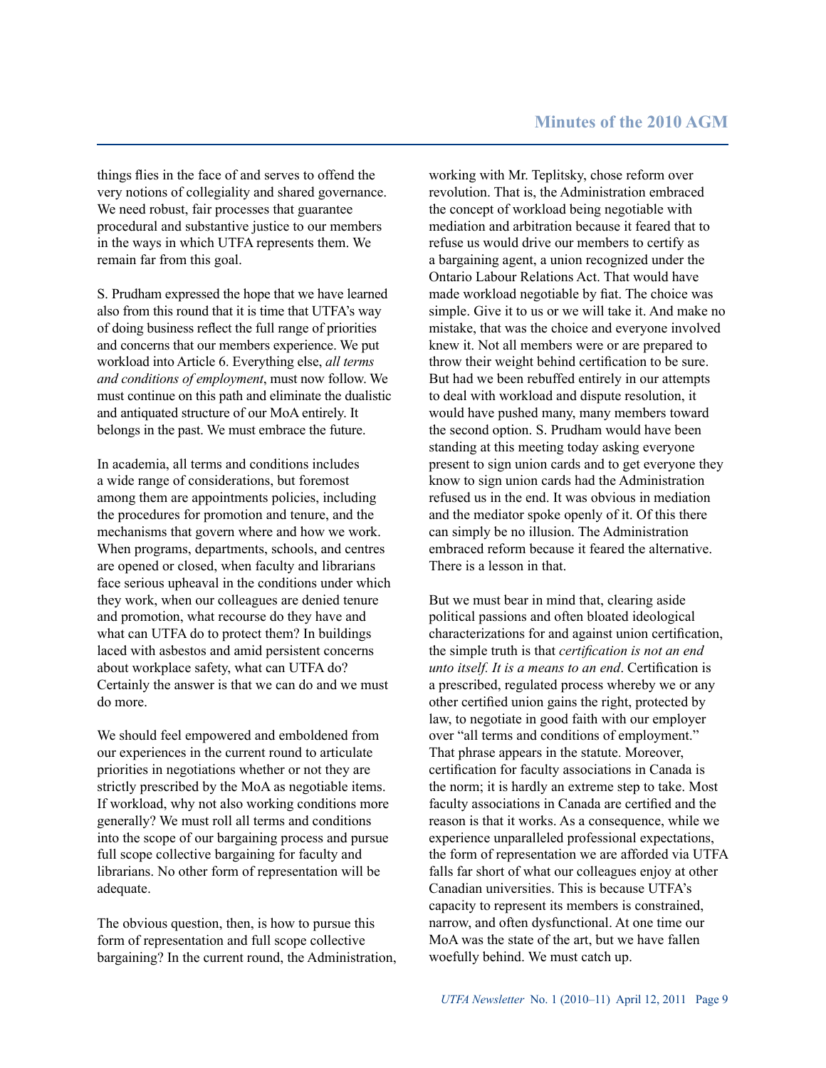things flies in the face of and serves to offend the very notions of collegiality and shared governance. We need robust, fair processes that guarantee procedural and substantive justice to our members in the ways in which UTFA represents them. We remain far from this goal.

S. Prudham expressed the hope that we have learned also from this round that it is time that UTFA's way of doing business reflect the full range of priorities and concerns that our members experience. We put workload into Article 6. Everything else, *all terms and conditions of employment*, must now follow. We must continue on this path and eliminate the dualistic and antiquated structure of our MoA entirely. It belongs in the past. We must embrace the future.

In academia, all terms and conditions includes a wide range of considerations, but foremost among them are appointments policies, including the procedures for promotion and tenure, and the mechanisms that govern where and how we work. When programs, departments, schools, and centres are opened or closed, when faculty and librarians face serious upheaval in the conditions under which they work, when our colleagues are denied tenure and promotion, what recourse do they have and what can UTFA do to protect them? In buildings laced with asbestos and amid persistent concerns about workplace safety, what can UTFA do? Certainly the answer is that we can do and we must do more.

We should feel empowered and emboldened from our experiences in the current round to articulate priorities in negotiations whether or not they are strictly prescribed by the MoA as negotiable items. If workload, why not also working conditions more generally? We must roll all terms and conditions into the scope of our bargaining process and pursue full scope collective bargaining for faculty and librarians. No other form of representation will be adequate.

The obvious question, then, is how to pursue this form of representation and full scope collective bargaining? In the current round, the Administration, working with Mr. Teplitsky, chose reform over revolution. That is, the Administration embraced the concept of workload being negotiable with mediation and arbitration because it feared that to refuse us would drive our members to certify as a bargaining agent, a union recognized under the Ontario Labour Relations Act. That would have made workload negotiable by fiat. The choice was simple. Give it to us or we will take it. And make no mistake, that was the choice and everyone involved knew it. Not all members were or are prepared to throw their weight behind certification to be sure. But had we been rebuffed entirely in our attempts to deal with workload and dispute resolution, it would have pushed many, many members toward the second option. S. Prudham would have been standing at this meeting today asking everyone present to sign union cards and to get everyone they know to sign union cards had the Administration refused us in the end. It was obvious in mediation and the mediator spoke openly of it. Of this there can simply be no illusion. The Administration embraced reform because it feared the alternative. There is a lesson in that.

But we must bear in mind that, clearing aside political passions and often bloated ideological characterizations for and against union certification, the simple truth is that *certification is not an end unto itself. It is a means to an end*. Certification is a prescribed, regulated process whereby we or any other certified union gains the right, protected by law, to negotiate in good faith with our employer over "all terms and conditions of employment." That phrase appears in the statute. Moreover, certification for faculty associations in Canada is the norm; it is hardly an extreme step to take. Most faculty associations in Canada are certified and the reason is that it works. As a consequence, while we experience unparalleled professional expectations, the form of representation we are afforded via UTFA falls far short of what our colleagues enjoy at other Canadian universities. This is because UTFA's capacity to represent its members is constrained, narrow, and often dysfunctional. At one time our MoA was the state of the art, but we have fallen woefully behind. We must catch up.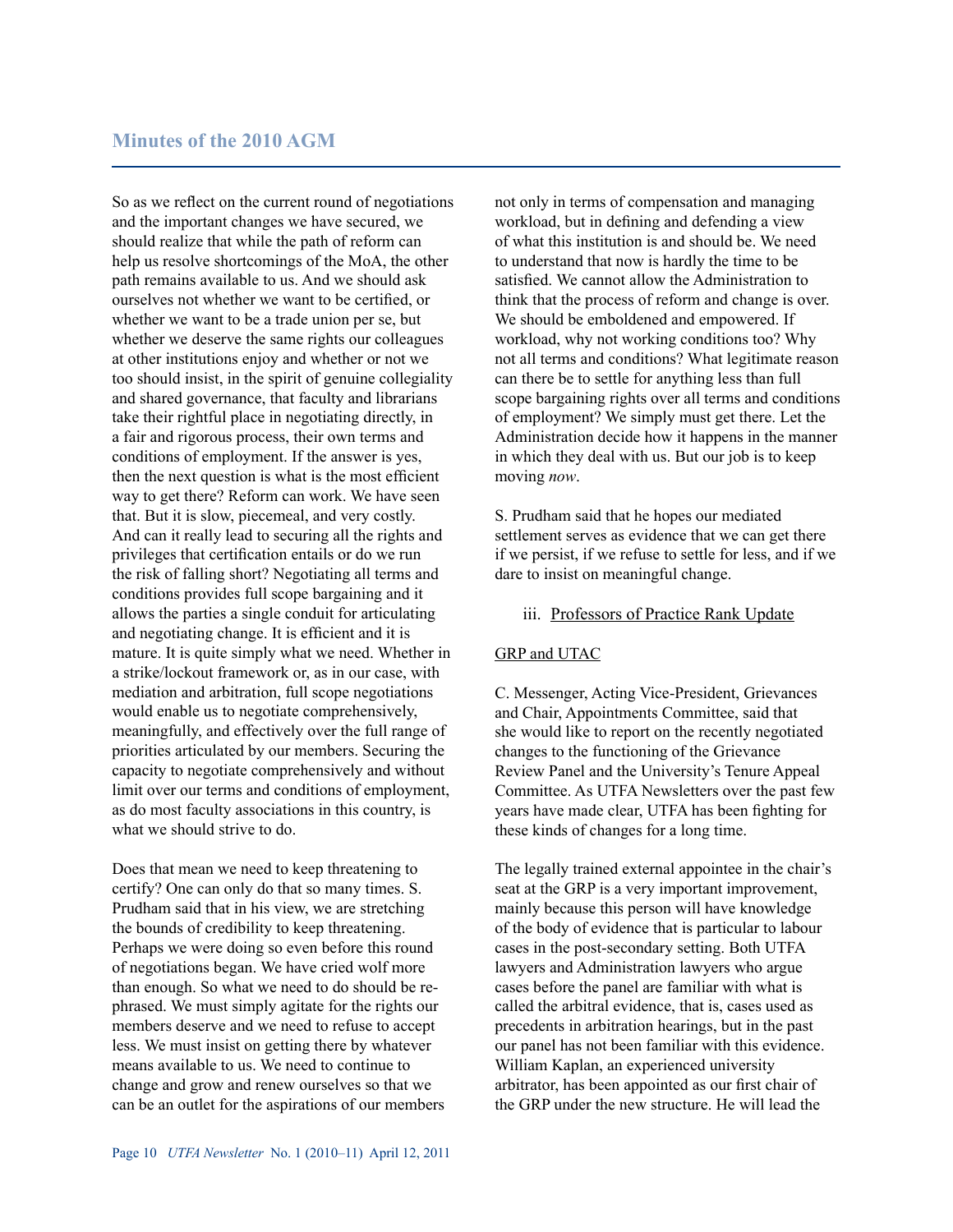So as we reflect on the current round of negotiations and the important changes we have secured, we should realize that while the path of reform can help us resolve shortcomings of the MoA, the other path remains available to us. And we should ask ourselves not whether we want to be certified, or whether we want to be a trade union per se, but whether we deserve the same rights our colleagues at other institutions enjoy and whether or not we too should insist, in the spirit of genuine collegiality and shared governance, that faculty and librarians take their rightful place in negotiating directly, in a fair and rigorous process, their own terms and conditions of employment. If the answer is yes, then the next question is what is the most efficient way to get there? Reform can work. We have seen that. But it is slow, piecemeal, and very costly. And can it really lead to securing all the rights and privileges that certification entails or do we run the risk of falling short? Negotiating all terms and conditions provides full scope bargaining and it allows the parties a single conduit for articulating and negotiating change. It is efficient and it is mature. It is quite simply what we need. Whether in a strike/lockout framework or, as in our case, with mediation and arbitration, full scope negotiations would enable us to negotiate comprehensively, meaningfully, and effectively over the full range of priorities articulated by our members. Securing the capacity to negotiate comprehensively and without limit over our terms and conditions of employment, as do most faculty associations in this country, is what we should strive to do.

Does that mean we need to keep threatening to certify? One can only do that so many times. S. Prudham said that in his view, we are stretching the bounds of credibility to keep threatening. Perhaps we were doing so even before this round of negotiations began. We have cried wolf more than enough. So what we need to do should be re-phrased. We must simply agitate for the rights our members deserve and we need to refuse to accept less. We must insist on getting there by whatever means available to us. We need to continue to change and grow and renew ourselves so that we can be an outlet for the aspirations of our members not only in terms of compensation and managing workload, but in defining and defending a view of what this institution is and should be. We need to understand that now is hardly the time to be satisfied. We cannot allow the Administration to think that the process of reform and change is over. We should be emboldened and empowered. If workload, why not working conditions too? Why not all terms and conditions? What legitimate reason can there be to settle for anything less than full scope bargaining rights over all terms and conditions of employment? We simply must get there. Let the Administration decide how it happens in the manner in which they deal with us. But our job is to keep moving *now*.

S. Prudham said that he hopes our mediated settlement serves as evidence that we can get there if we persist, if we refuse to settle for less, and if we dare to insist on meaningful change.

iii. Professors of Practice Rank Update

GRP and UTAC

C. Messenger, Acting Vice-President, Grievances and Chair, Appointments Committee, said that she would like to report on the recently negotiated changes to the functioning of the Grievance Review Panel and the University's Tenure Appeal Committee. As UTFA Newsletters over the past few years have made clear, UTFA has been fighting for these kinds of changes for a long time.

The legally trained external appointee in the chair's seat at the GRP is a very important improvement, mainly because this person will have knowledge of the body of evidence that is particular to labour cases in the post-secondary setting. Both UTFA lawyers and Administration lawyers who argue cases before the panel are familiar with what is called the arbitral evidence, that is, cases used as precedents in arbitration hearings, but in the past our panel has not been familiar with this evidence. William Kaplan, an experienced university arbitrator, has been appointed as our first chair of the GRP under the new structure. He will lead the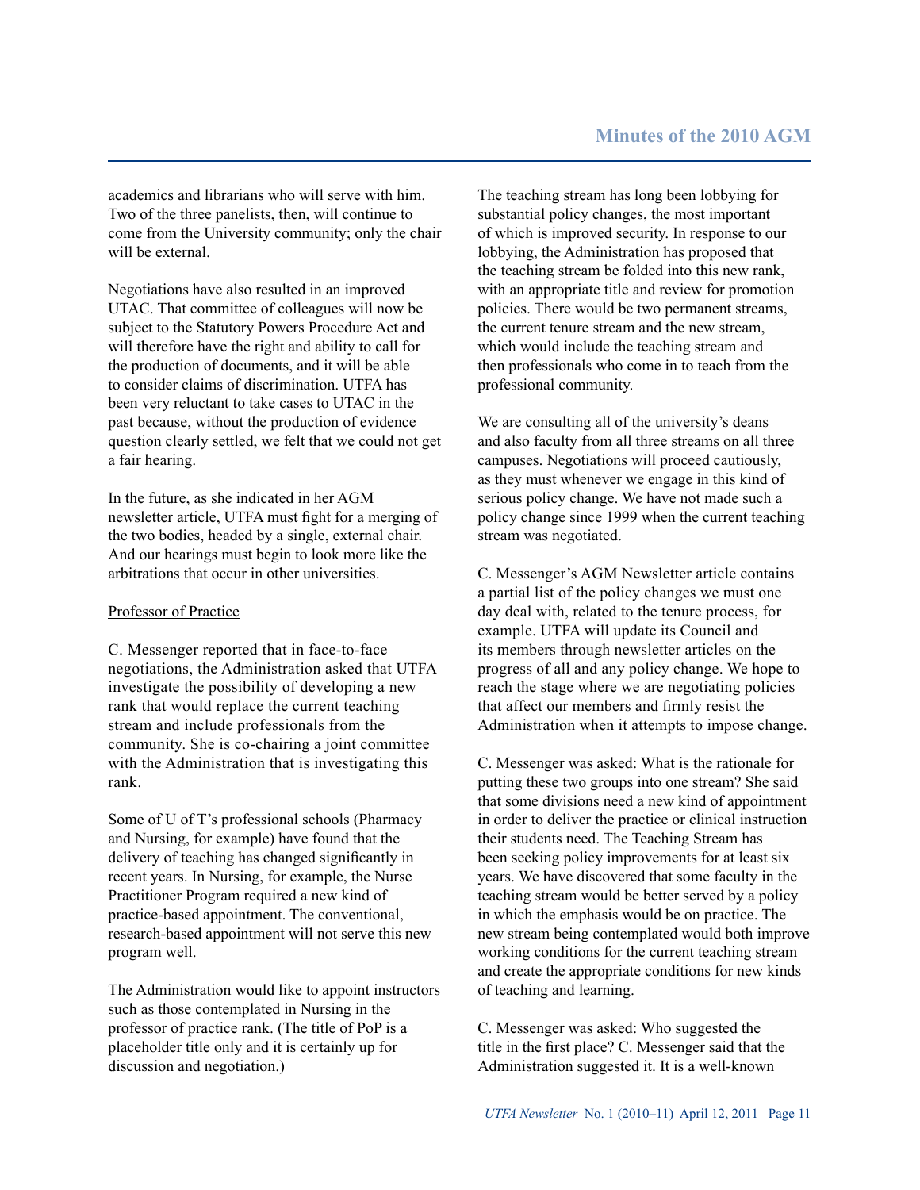academics and librarians who will serve with him. Two of the three panelists, then, will continue to come from the University community; only the chair will be external.

Negotiations have also resulted in an improved UTAC. That committee of colleagues will now be subject to the Statutory Powers Procedure Act and will therefore have the right and ability to call for the production of documents, and it will be able to consider claims of discrimination. UTFA has been very reluctant to take cases to UTAC in the past because, without the production of evidence question clearly settled, we felt that we could not get a fair hearing.

In the future, as she indicated in her AGM newsletter article, UTFA must fight for a merging of the two bodies, headed by a single, external chair. And our hearings must begin to look more like the arbitrations that occur in other universities.

<u>Professor of Practice</u>

C. Messenger reported that in face-to-face negotiations, the Administration asked that UTFA investigate the possibility of developing a new rank that would replace the current teaching stream and include professionals from the community. She is co-chairing a joint committee with the Administration that is investigating this rank.

Some of U of T's professional schools (Pharmacy and Nursing, for example) have found that the delivery of teaching has changed significantly in recent years. In Nursing, for example, the Nurse Practitioner Program required a new kind of practice-based appointment. The conventional, research-based appointment will not serve this new program well.

The Administration would like to appoint instructors such as those contemplated in Nursing in the professor of practice rank. (The title of PoP is a placeholder title only and it is certainly up for discussion and negotiation.)

The teaching stream has long been lobbying for substantial policy changes, the most important of which is improved security. In response to our lobbying, the Administration has proposed that the teaching stream be folded into this new rank, with an appropriate title and review for promotion policies. There would be two permanent streams, the current tenure stream and the new stream, which would include the teaching stream and then professionals who come in to teach from the professional community.

We are consulting all of the university's deans and also faculty from all three streams on all three campuses. Negotiations will proceed cautiously, as they must whenever we engage in this kind of serious policy change. We have not made such a policy change since 1999 when the current teaching stream was negotiated.

C. Messenger's AGM Newsletter article contains a partial list of the policy changes we must one day deal with, related to the tenure process, for example. UTFA will update its Council and its members through newsletter articles on the progress of all and any policy change. We hope to reach the stage where we are negotiating policies that affect our members and firmly resist the Administration when it attempts to impose change.

C. Messenger was asked: What is the rationale for putting these two groups into one stream? She said that some divisions need a new kind of appointment in order to deliver the practice or clinical instruction their students need. The Teaching Stream has been seeking policy improvements for at least six years. We have discovered that some faculty in the teaching stream would be better served by a policy in which the emphasis would be on practice. The new stream being contemplated would both improve working conditions for the current teaching stream and create the appropriate conditions for new kinds of teaching and learning.

C. Messenger was asked: Who suggested the title in the first place? C. Messenger said that the Administration suggested it. It is a well-known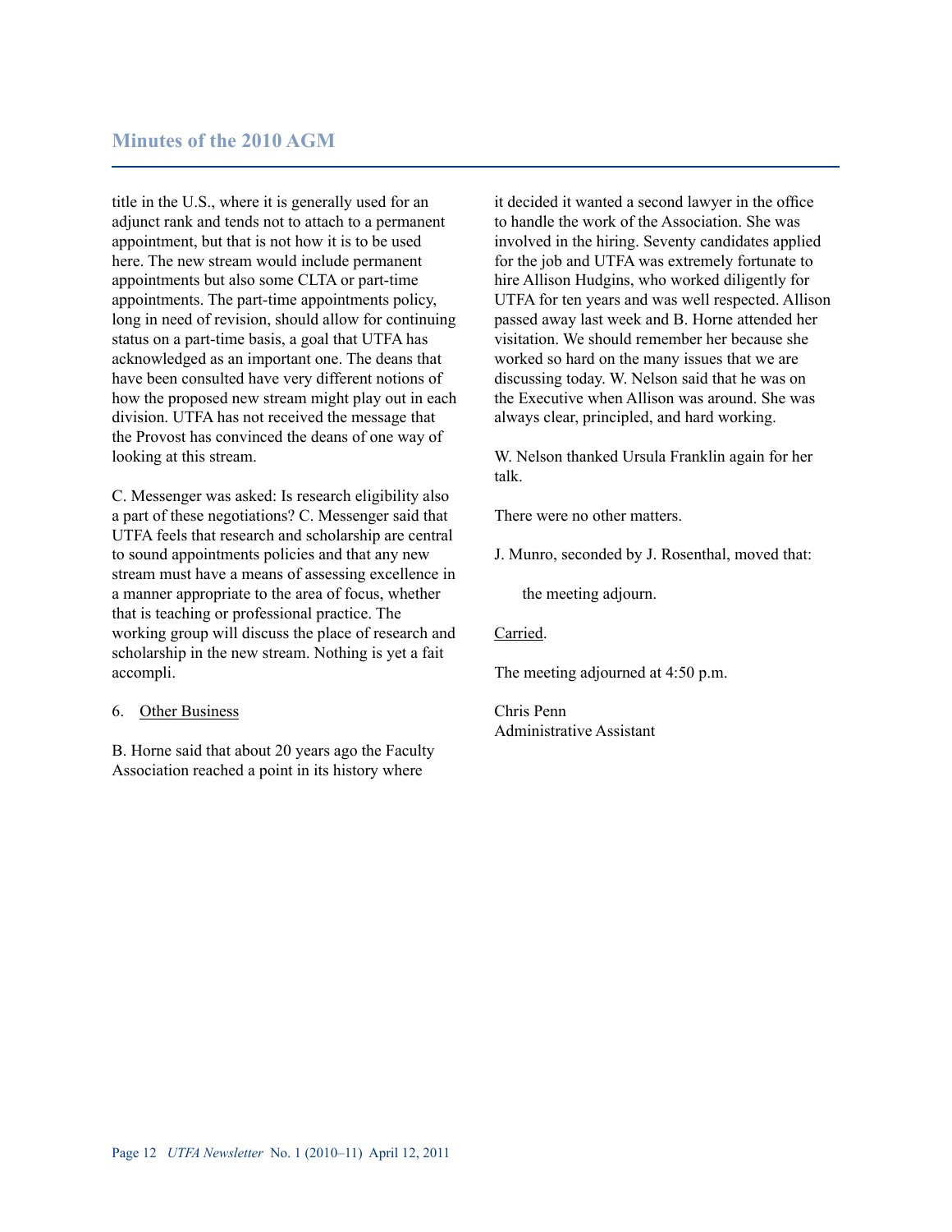title in the U.S., where it is generally used for an adjunct rank and tends not to attach to a permanent appointment, but that is not how it is to be used here. The new stream would include permanent appointments but also some CLTA or part-time appointments. The part-time appointments policy, long in need of revision, should allow for continuing status on a part-time basis, a goal that UTFA has acknowledged as an important one. The deans that have been consulted have very different notions of how the proposed new stream might play out in each division. UTFA has not received the message that the Provost has convinced the deans of one way of looking at this stream.

C. Messenger was asked: Is research eligibility also a part of these negotiations? C. Messenger said that UTFA feels that research and scholarship are central to sound appointments policies and that any new stream must have a means of assessing excellence in a manner appropriate to the area of focus, whether that is teaching or professional practice. The working group will discuss the place of research and scholarship in the new stream. Nothing is yet a fait accompli.

6. Other Business

B. Horne said that about 20 years ago the Faculty Association reached a point in its history where it decided it wanted a second lawyer in the office to handle the work of the Association. She was involved in the hiring. Seventy candidates applied for the job and UTFA was extremely fortunate to hire Allison Hudgins, who worked diligently for UTFA for ten years and was well respected. Allison passed away last week and B. Horne attended her visitation. We should remember her because she worked so hard on the many issues that we are discussing today. W. Nelson said that he was on the Executive when Allison was around. She was always clear, principled, and hard working.

W. Nelson thanked Ursula Franklin again for her talk.

There were no other matters.

J. Munro, seconded by J. Rosenthal, moved that:

> the meeting adjourn.

Carried.

The meeting adjourned at 4:50 p.m.

Chris Penn
Administrative Assistant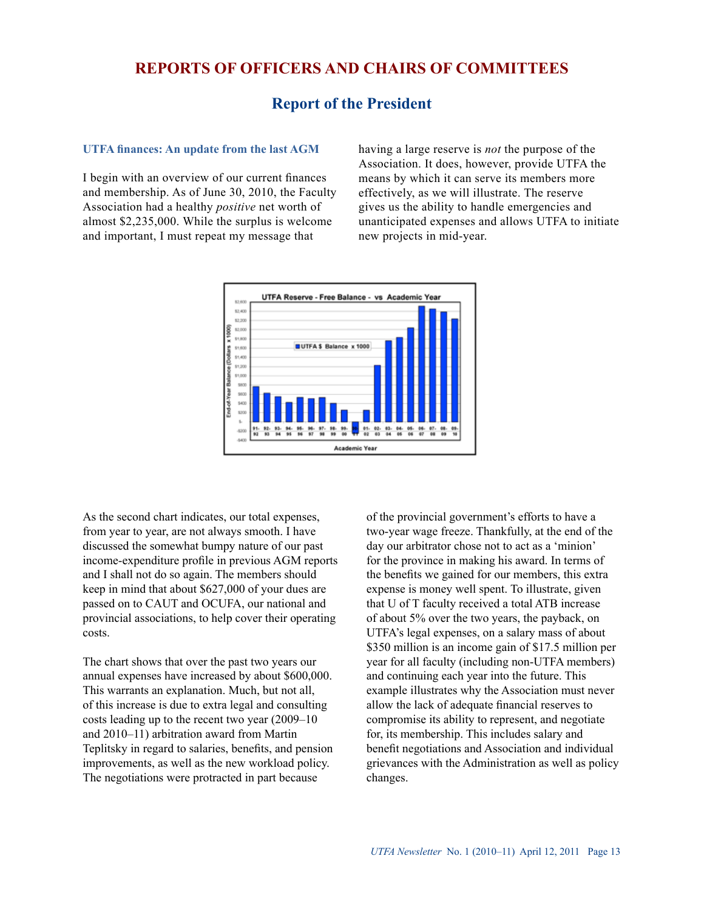# REPORTS OF OFFICERS AND CHAIRS OF COMMITTEES

## Report of the President

### UTFA finances: An update from the last AGM

I begin with an overview of our current finances and membership. As of June 30, 2010, the Faculty Association had a healthy *positive* net worth of almost $2,235,000. While the surplus is welcome and important, I must repeat my message that having a large reserve is *not* the purpose of the Association. It does, however, provide UTFA the means by which it can serve its members more effectively, as we will illustrate. The reserve gives us the ability to handle emergencies and unanticipated expenses and allows UTFA to initiate new projects in mid-year.

As the second chart indicates, our total expenses, from year to year, are not always smooth. I have discussed the somewhat bumpy nature of our past income-expenditure profile in previous AGM reports and I shall not do so again. The members should keep in mind that about $627,000 of your dues are passed on to CAUT and OCUFA, our national and provincial associations, to help cover their operating costs.

The chart shows that over the past two years our annual expenses have increased by about $600,000. This warrants an explanation. Much, but not all, of this increase is due to extra legal and consulting costs leading up to the recent two year (2009–10 and 2010–11) arbitration award from Martin Teplitsky in regard to salaries, benefits, and pension improvements, as well as the new workload policy. The negotiations were protracted in part because of the provincial government's efforts to have a two-year wage freeze. Thankfully, at the end of the day our arbitrator chose not to act as a 'minion' for the province in making his award. In terms of the benefits we gained for our members, this extra expense is money well spent. To illustrate, given that U of T faculty received a total ATB increase of about 5% over the two years, the payback, on UTFA's legal expenses, on a salary mass of about $350 million is an income gain of $17.5 million per year for all faculty (including non-UTFA members) and continuing each year into the future. This example illustrates why the Association must never allow the lack of adequate financial reserves to compromise its ability to represent, and negotiate for, its membership. This includes salary and benefit negotiations and Association and individual grievances with the Administration as well as policy changes.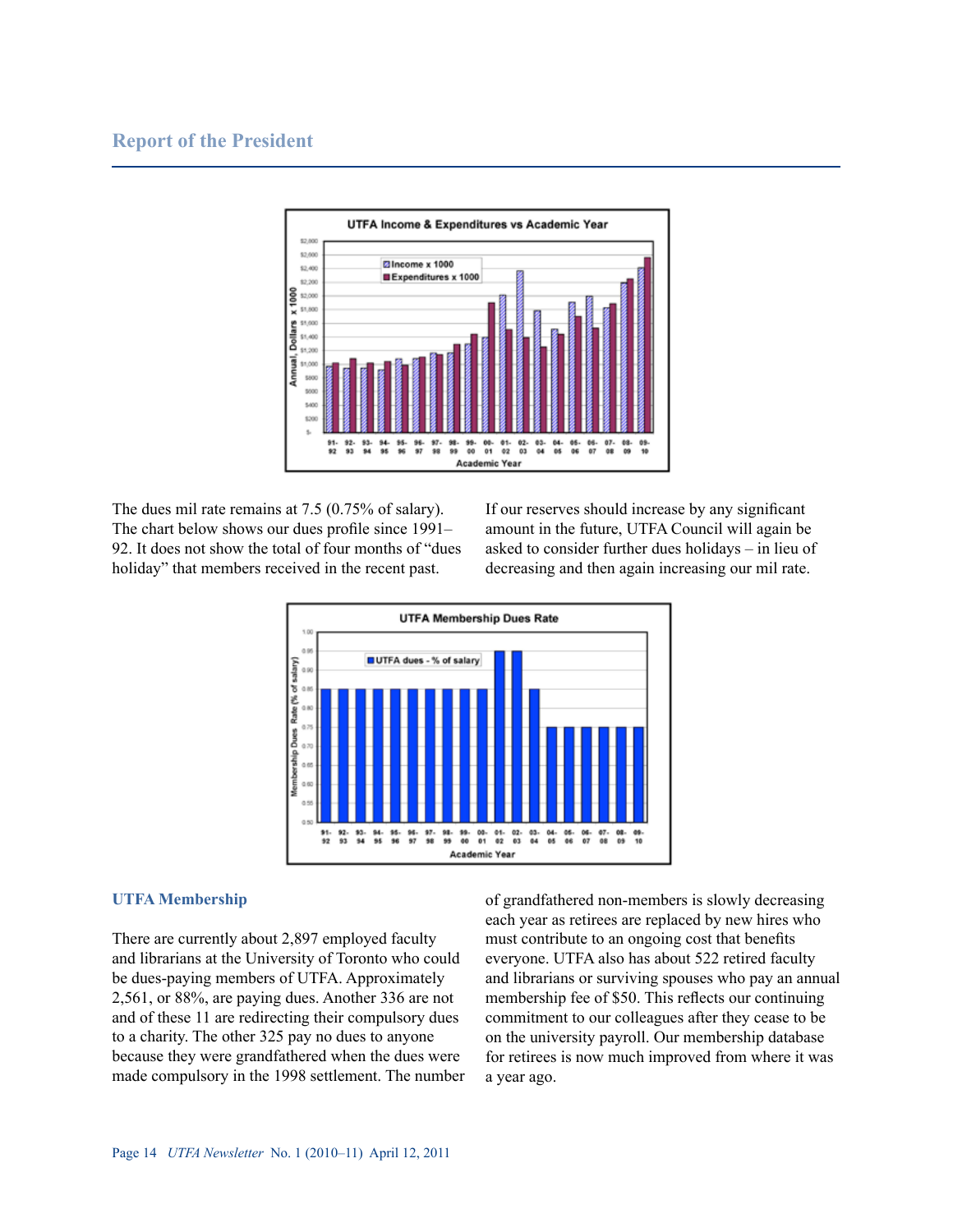## Report of the President

The dues mil rate remains at 7.5 (0.75% of salary). The chart below shows our dues profile since 1991–92. It does not show the total of four months of "dues holiday" that members received in the recent past.

If our reserves should increase by any significant amount in the future, UTFA Council will again be asked to consider further dues holidays – in lieu of decreasing and then again increasing our mil rate.

### UTFA Membership

There are currently about 2,897 employed faculty and librarians at the University of Toronto who could be dues-paying members of UTFA. Approximately 2,561, or 88%, are paying dues. Another 336 are not and of these 11 are redirecting their compulsory dues to a charity. The other 325 pay no dues to anyone because they were grandfathered when the dues were made compulsory in the 1998 settlement. The number of grandfathered non-members is slowly decreasing each year as retirees are replaced by new hires who must contribute to an ongoing cost that benefits everyone. UTFA also has about 522 retired faculty and librarians or surviving spouses who pay an annual membership fee of $50. This reflects our continuing commitment to our colleagues after they cease to be on the university payroll. Our membership database for retirees is now much improved from where it was a year ago.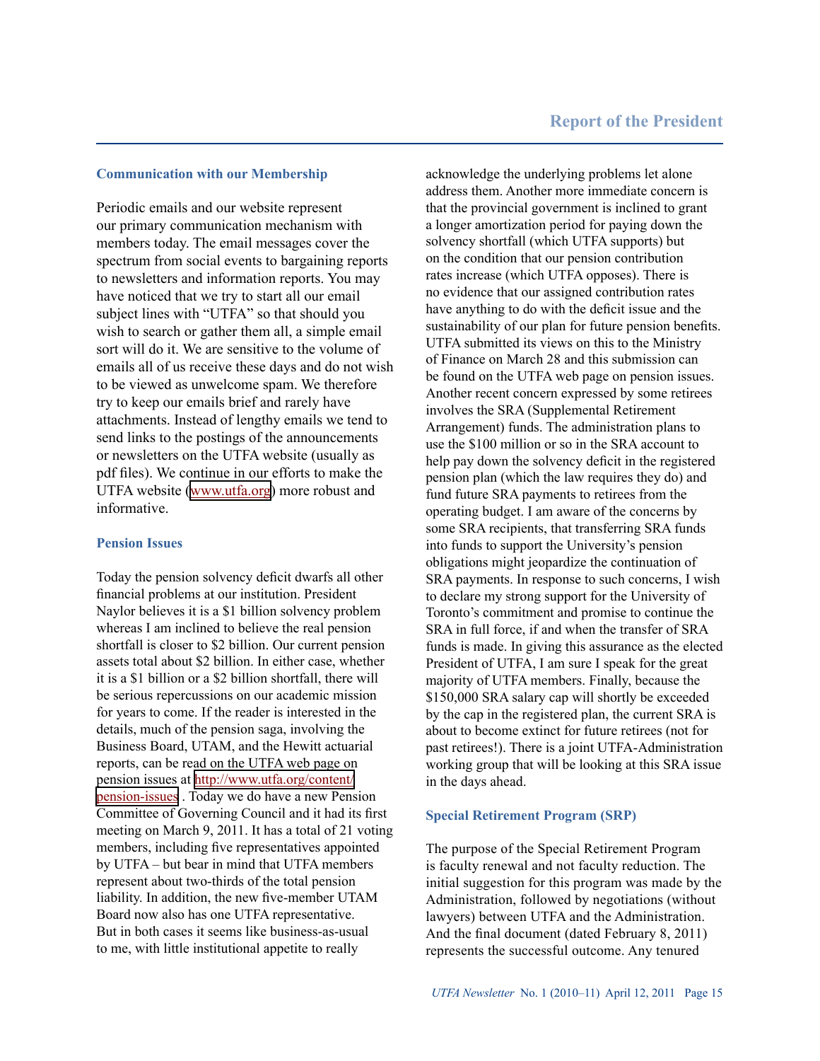### Communication with our Membership

Periodic emails and our website represent our primary communication mechanism with members today. The email messages cover the spectrum from social events to bargaining reports to newsletters and information reports. You may have noticed that we try to start all our email subject lines with "UTFA" so that should you wish to search or gather them all, a simple email sort will do it. We are sensitive to the volume of emails all of us receive these days and do not wish to be viewed as unwelcome spam. We therefore try to keep our emails brief and rarely have attachments. Instead of lengthy emails we tend to send links to the postings of the announcements or newsletters on the UTFA website (usually as pdf files). We continue in our efforts to make the UTFA website (www.utfa.org) more robust and informative.

### Pension Issues

Today the pension solvency deficit dwarfs all other financial problems at our institution. President Naylor believes it is a $1 billion solvency problem whereas I am inclined to believe the real pension shortfall is closer to $2 billion. Our current pension assets total about $2 billion. In either case, whether it is a $1 billion or a $2 billion shortfall, there will be serious repercussions on our academic mission for years to come. If the reader is interested in the details, much of the pension saga, involving the Business Board, UTAM, and the Hewitt actuarial reports, can be read on the UTFA web page on pension issues at http://www.utfa.org/content/pension-issues . Today we do have a new Pension Committee of Governing Council and it had its first meeting on March 9, 2011. It has a total of 21 voting members, including five representatives appointed by UTFA – but bear in mind that UTFA members represent about two-thirds of the total pension liability. In addition, the new five-member UTAM Board now also has one UTFA representative. But in both cases it seems like business-as-usual to me, with little institutional appetite to really acknowledge the underlying problems let alone address them. Another more immediate concern is that the provincial government is inclined to grant a longer amortization period for paying down the solvency shortfall (which UTFA supports) but on the condition that our pension contribution rates increase (which UTFA opposes). There is no evidence that our assigned contribution rates have anything to do with the deficit issue and the sustainability of our plan for future pension benefits. UTFA submitted its views on this to the Ministry of Finance on March 28 and this submission can be found on the UTFA web page on pension issues. Another recent concern expressed by some retirees involves the SRA (Supplemental Retirement Arrangement) funds. The administration plans to use the $100 million or so in the SRA account to help pay down the solvency deficit in the registered pension plan (which the law requires they do) and fund future SRA payments to retirees from the operating budget. I am aware of the concerns by some SRA recipients, that transferring SRA funds into funds to support the University's pension obligations might jeopardize the continuation of SRA payments. In response to such concerns, I wish to declare my strong support for the University of Toronto's commitment and promise to continue the SRA in full force, if and when the transfer of SRA funds is made. In giving this assurance as the elected President of UTFA, I am sure I speak for the great majority of UTFA members. Finally, because the $150,000 SRA salary cap will shortly be exceeded by the cap in the registered plan, the current SRA is about to become extinct for future retirees (not for past retirees!). There is a joint UTFA-Administration working group that will be looking at this SRA issue in the days ahead.

### Special Retirement Program (SRP)

The purpose of the Special Retirement Program is faculty renewal and not faculty reduction. The initial suggestion for this program was made by the Administration, followed by negotiations (without lawyers) between UTFA and the Administration. And the final document (dated February 8, 2011) represents the successful outcome. Any tenured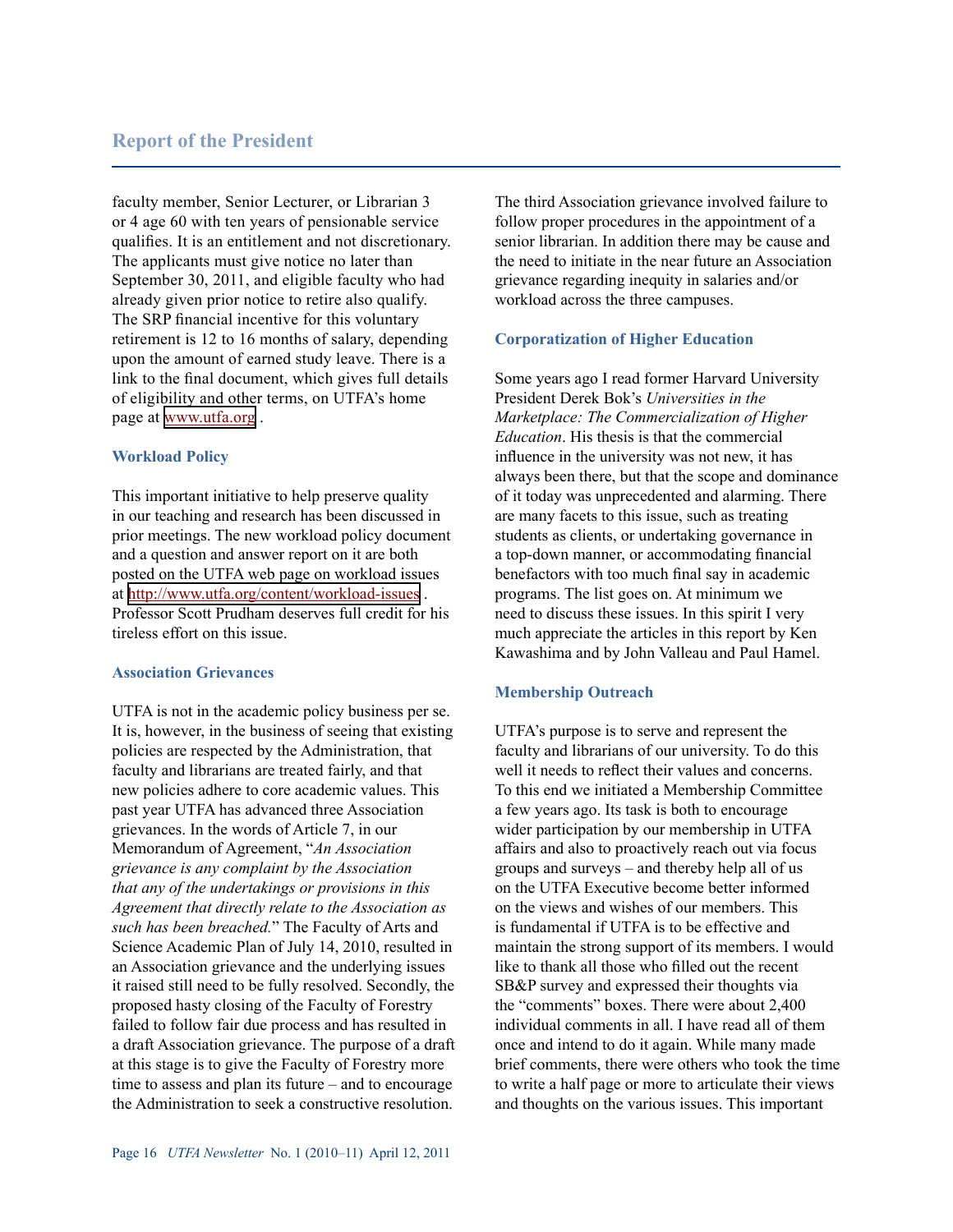faculty member, Senior Lecturer, or Librarian 3 or 4 age 60 with ten years of pensionable service qualifies. It is an entitlement and not discretionary. The applicants must give notice no later than September 30, 2011, and eligible faculty who had already given prior notice to retire also qualify. The SRP financial incentive for this voluntary retirement is 12 to 16 months of salary, depending upon the amount of earned study leave. There is a link to the final document, which gives full details of eligibility and other terms, on UTFA's home page at [www.utfa.org](http://www.utfa.org) .

### Workload Policy

This important initiative to help preserve quality in our teaching and research has been discussed in prior meetings. The new workload policy document and a question and answer report on it are both posted on the UTFA web page on workload issues at [http://www.utfa.org/content/workload-issues](http://www.utfa.org/content/workload-issues) . Professor Scott Prudham deserves full credit for his tireless effort on this issue.

### Association Grievances

UTFA is not in the academic policy business per se. It is, however, in the business of seeing that existing policies are respected by the Administration, that faculty and librarians are treated fairly, and that new policies adhere to core academic values. This past year UTFA has advanced three Association grievances. In the words of Article 7, in our Memorandum of Agreement, "*An Association grievance is any complaint by the Association that any of the undertakings or provisions in this Agreement that directly relate to the Association as such has been breached.*" The Faculty of Arts and Science Academic Plan of July 14, 2010, resulted in an Association grievance and the underlying issues it raised still need to be fully resolved. Secondly, the proposed hasty closing of the Faculty of Forestry failed to follow fair due process and has resulted in a draft Association grievance. The purpose of a draft at this stage is to give the Faculty of Forestry more time to assess and plan its future – and to encourage the Administration to seek a constructive resolution. The third Association grievance involved failure to follow proper procedures in the appointment of a senior librarian. In addition there may be cause and the need to initiate in the near future an Association grievance regarding inequity in salaries and/or workload across the three campuses.

### Corporatization of Higher Education

Some years ago I read former Harvard University President Derek Bok's *Universities in the Marketplace: The Commercialization of Higher Education*. His thesis is that the commercial influence in the university was not new, it has always been there, but that the scope and dominance of it today was unprecedented and alarming. There are many facets to this issue, such as treating students as clients, or undertaking governance in a top-down manner, or accommodating financial benefactors with too much final say in academic programs. The list goes on. At minimum we need to discuss these issues. In this spirit I very much appreciate the articles in this report by Ken Kawashima and by John Valleau and Paul Hamel.

### Membership Outreach

UTFA's purpose is to serve and represent the faculty and librarians of our university. To do this well it needs to reflect their values and concerns. To this end we initiated a Membership Committee a few years ago. Its task is both to encourage wider participation by our membership in UTFA affairs and also to proactively reach out via focus groups and surveys – and thereby help all of us on the UTFA Executive become better informed on the views and wishes of our members. This is fundamental if UTFA is to be effective and maintain the strong support of its members. I would like to thank all those who filled out the recent SB&P survey and expressed their thoughts via the "comments" boxes. There were about 2,400 individual comments in all. I have read all of them once and intend to do it again. While many made brief comments, there were others who took the time to write a half page or more to articulate their views and thoughts on the various issues. This important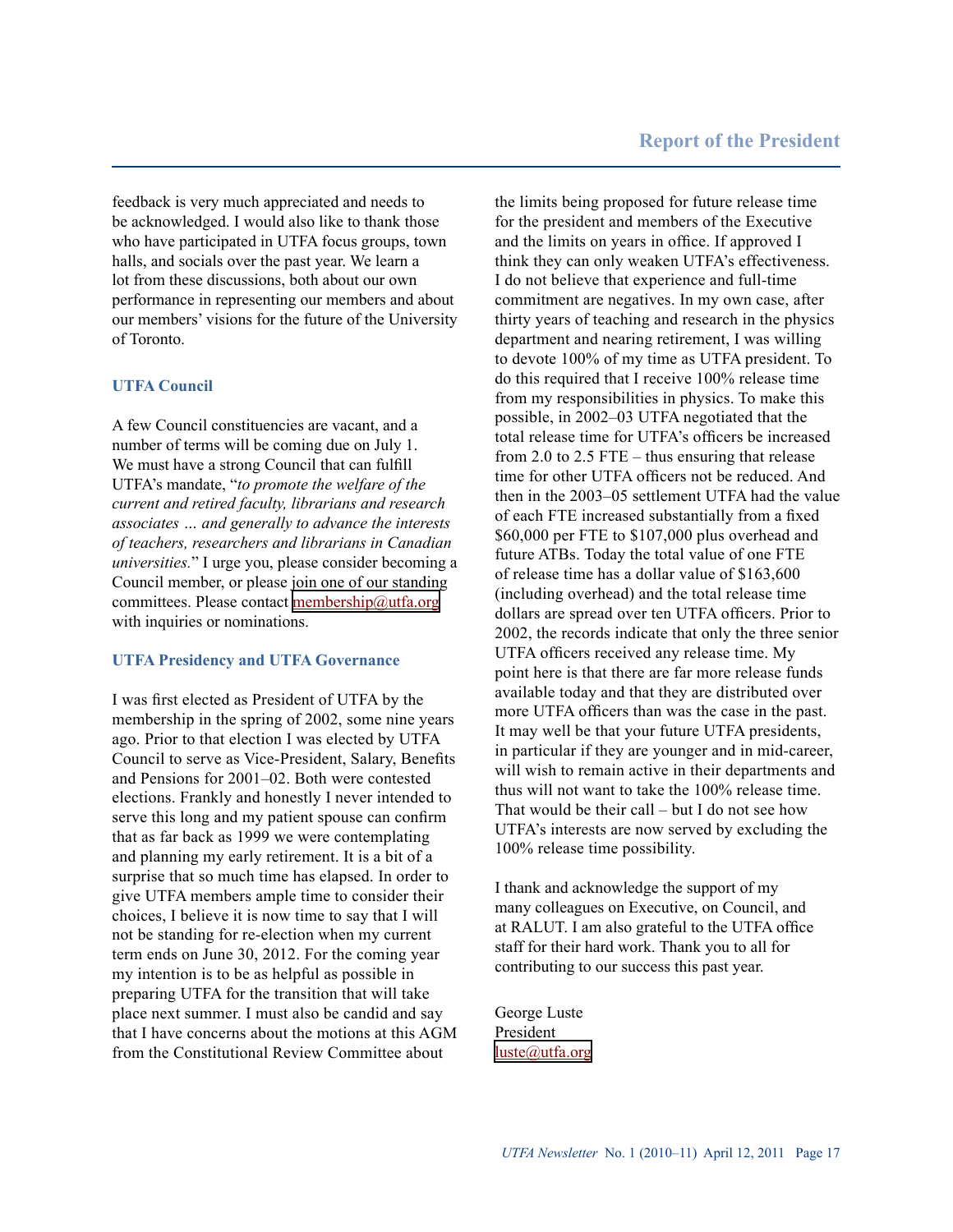feedback is very much appreciated and needs to be acknowledged. I would also like to thank those who have participated in UTFA focus groups, town halls, and socials over the past year. We learn a lot from these discussions, both about our own performance in representing our members and about our members' visions for the future of the University of Toronto.

### UTFA Council

A few Council constituencies are vacant, and a number of terms will be coming due on July 1. We must have a strong Council that can fulfill UTFA's mandate, "*to promote the welfare of the current and retired faculty, librarians and research associates … and generally to advance the interests of teachers, researchers and librarians in Canadian universities.*" I urge you, please consider becoming a Council member, or please join one of our standing committees. Please contact membership@utfa.org with inquiries or nominations.

### UTFA Presidency and UTFA Governance

I was first elected as President of UTFA by the membership in the spring of 2002, some nine years ago. Prior to that election I was elected by UTFA Council to serve as Vice-President, Salary, Benefits and Pensions for 2001–02. Both were contested elections. Frankly and honestly I never intended to serve this long and my patient spouse can confirm that as far back as 1999 we were contemplating and planning my early retirement. It is a bit of a surprise that so much time has elapsed. In order to give UTFA members ample time to consider their choices, I believe it is now time to say that I will not be standing for re-election when my current term ends on June 30, 2012. For the coming year my intention is to be as helpful as possible in preparing UTFA for the transition that will take place next summer. I must also be candid and say that I have concerns about the motions at this AGM from the Constitutional Review Committee about the limits being proposed for future release time for the president and members of the Executive and the limits on years in office. If approved I think they can only weaken UTFA's effectiveness. I do not believe that experience and full-time commitment are negatives. In my own case, after thirty years of teaching and research in the physics department and nearing retirement, I was willing to devote 100% of my time as UTFA president. To do this required that I receive 100% release time from my responsibilities in physics. To make this possible, in 2002–03 UTFA negotiated that the total release time for UTFA's officers be increased from 2.0 to 2.5 FTE – thus ensuring that release time for other UTFA officers not be reduced. And then in the 2003–05 settlement UTFA had the value of each FTE increased substantially from a fixed $60,000 per FTE to $107,000 plus overhead and future ATBs. Today the total value of one FTE of release time has a dollar value of $163,600 (including overhead) and the total release time dollars are spread over ten UTFA officers. Prior to 2002, the records indicate that only the three senior UTFA officers received any release time. My point here is that there are far more release funds available today and that they are distributed over more UTFA officers than was the case in the past. It may well be that your future UTFA presidents, in particular if they are younger and in mid-career, will wish to remain active in their departments and thus will not want to take the 100% release time. That would be their call – but I do not see how UTFA's interests are now served by excluding the 100% release time possibility.

I thank and acknowledge the support of my many colleagues on Executive, on Council, and at RALUT. I am also grateful to the UTFA office staff for their hard work. Thank you to all for contributing to our success this past year.

George Luste  
President  
luste@utfa.org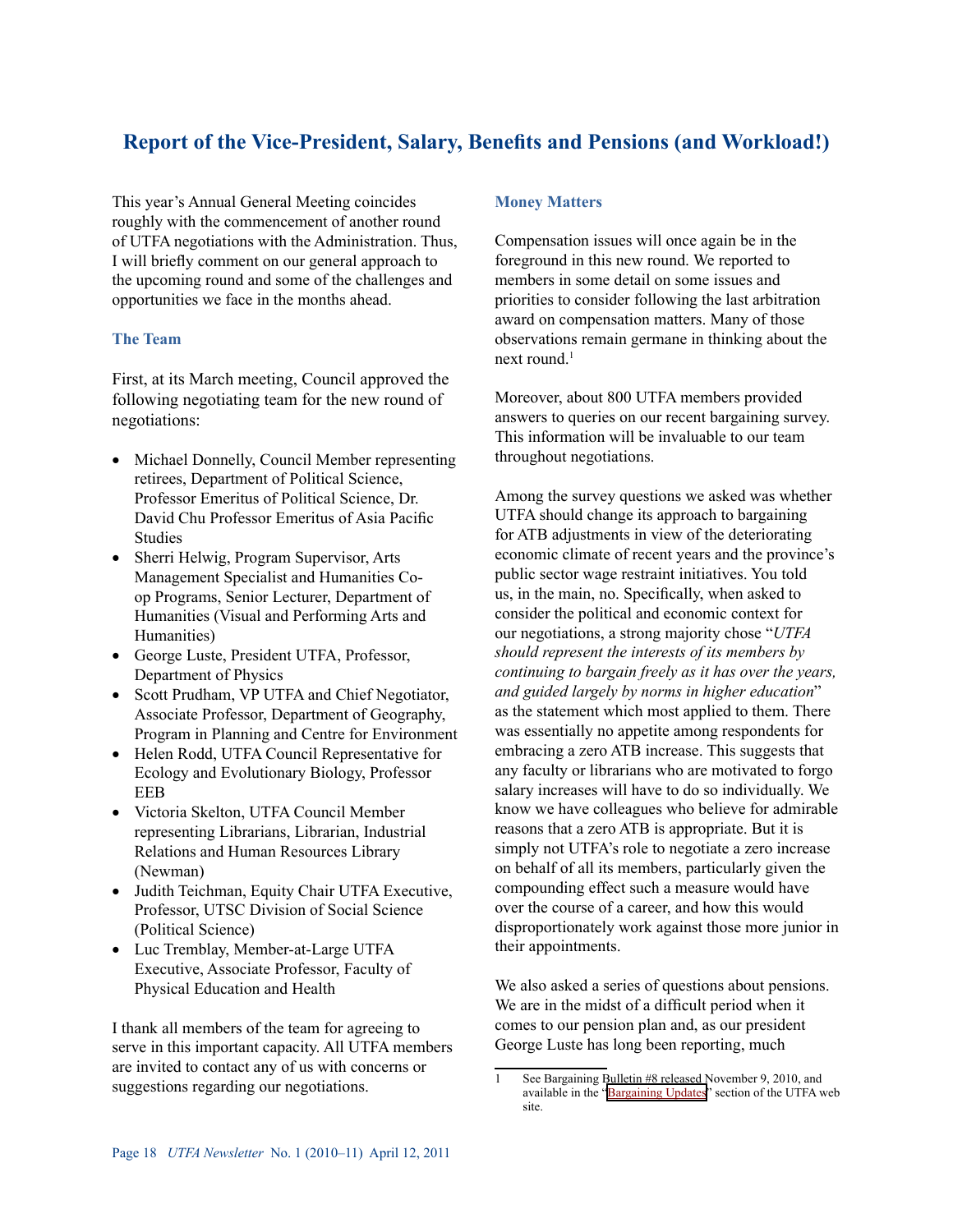## Report of the Vice-President, Salary, Benefits and Pensions (and Workload!)

This year's Annual General Meeting coincides roughly with the commencement of another round of UTFA negotiations with the Administration. Thus, I will briefly comment on our general approach to the upcoming round and some of the challenges and opportunities we face in the months ahead.

### The Team

First, at its March meeting, Council approved the following negotiating team for the new round of negotiations:

- Michael Donnelly, Council Member representing retirees, Department of Political Science, Professor Emeritus of Political Science, Dr. David Chu Professor Emeritus of Asia Pacific Studies
- Sherri Helwig, Program Supervisor, Arts Management Specialist and Humanities Co-op Programs, Senior Lecturer, Department of Humanities (Visual and Performing Arts and Humanities)
- George Luste, President UTFA, Professor, Department of Physics
- Scott Prudham, VP UTFA and Chief Negotiator, Associate Professor, Department of Geography, Program in Planning and Centre for Environment
- Helen Rodd, UTFA Council Representative for Ecology and Evolutionary Biology, Professor EEB
- Victoria Skelton, UTFA Council Member representing Librarians, Librarian, Industrial Relations and Human Resources Library (Newman)
- Judith Teichman, Equity Chair UTFA Executive, Professor, UTSC Division of Social Science (Political Science)
- Luc Tremblay, Member-at-Large UTFA Executive, Associate Professor, Faculty of Physical Education and Health

I thank all members of the team for agreeing to serve in this important capacity. All UTFA members are invited to contact any of us with concerns or suggestions regarding our negotiations.

### Money Matters

Compensation issues will once again be in the foreground in this new round. We reported to members in some detail on some issues and priorities to consider following the last arbitration award on compensation matters. Many of those observations remain germane in thinking about the next round.[1]

Moreover, about 800 UTFA members provided answers to queries on our recent bargaining survey. This information will be invaluable to our team throughout negotiations.

Among the survey questions we asked was whether UTFA should change its approach to bargaining for ATB adjustments in view of the deteriorating economic climate of recent years and the province's public sector wage restraint initiatives. You told us, in the main, no. Specifically, when asked to consider the political and economic context for our negotiations, a strong majority chose "*UTFA should represent the interests of its members by continuing to bargain freely as it has over the years, and guided largely by norms in higher education*" as the statement which most applied to them. There was essentially no appetite among respondents for embracing a zero ATB increase. This suggests that any faculty or librarians who are motivated to forgo salary increases will have to do so individually. We know we have colleagues who believe for admirable reasons that a zero ATB is appropriate. But it is simply not UTFA's role to negotiate a zero increase on behalf of all its members, particularly given the compounding effect such a measure would have over the course of a career, and how this would disproportionately work against those more junior in their appointments.

We also asked a series of questions about pensions. We are in the midst of a difficult period when it comes to our pension plan and, as our president George Luste has long been reporting, much

---

1 See Bargaining Bulletin #8 released November 9, 2010, and available in the "Bargaining Updates" section of the UTFA web site.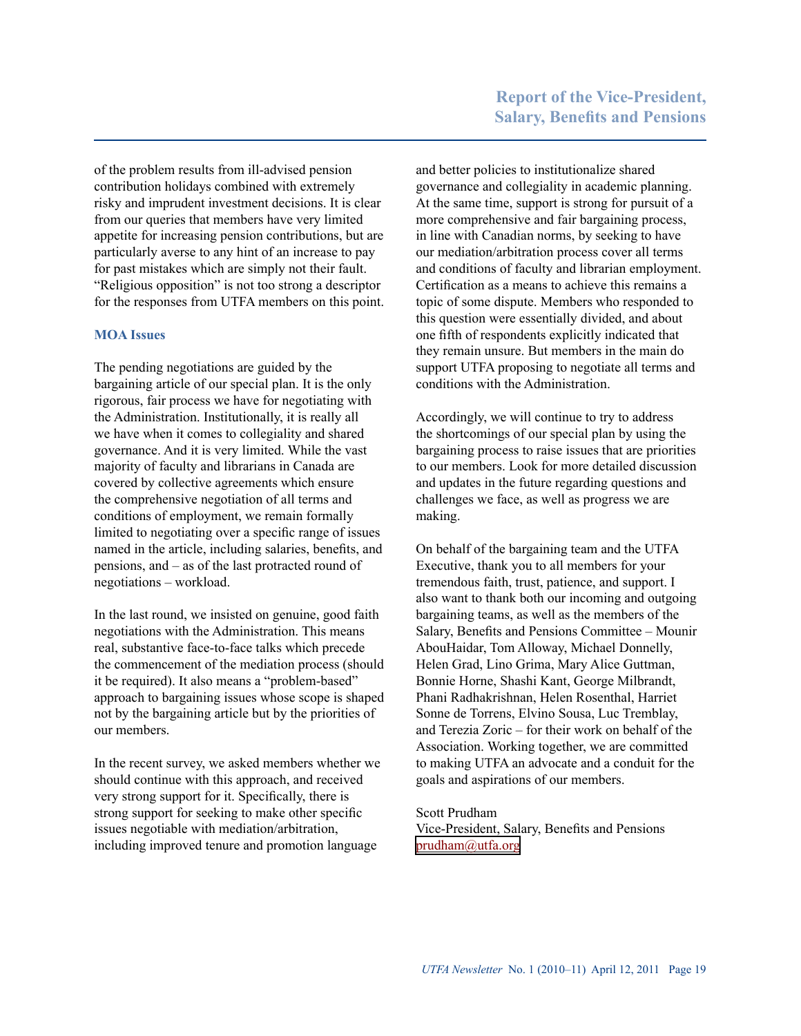of the problem results from ill-advised pension contribution holidays combined with extremely risky and imprudent investment decisions. It is clear from our queries that members have very limited appetite for increasing pension contributions, but are particularly averse to any hint of an increase to pay for past mistakes which are simply not their fault. "Religious opposition" is not too strong a descriptor for the responses from UTFA members on this point.

### MOA Issues

The pending negotiations are guided by the bargaining article of our special plan. It is the only rigorous, fair process we have for negotiating with the Administration. Institutionally, it is really all we have when it comes to collegiality and shared governance. And it is very limited. While the vast majority of faculty and librarians in Canada are covered by collective agreements which ensure the comprehensive negotiation of all terms and conditions of employment, we remain formally limited to negotiating over a specific range of issues named in the article, including salaries, benefits, and pensions, and – as of the last protracted round of negotiations – workload.

In the last round, we insisted on genuine, good faith negotiations with the Administration. This means real, substantive face-to-face talks which precede the commencement of the mediation process (should it be required). It also means a "problem-based" approach to bargaining issues whose scope is shaped not by the bargaining article but by the priorities of our members.

In the recent survey, we asked members whether we should continue with this approach, and received very strong support for it. Specifically, there is strong support for seeking to make other specific issues negotiable with mediation/arbitration, including improved tenure and promotion language and better policies to institutionalize shared governance and collegiality in academic planning. At the same time, support is strong for pursuit of a more comprehensive and fair bargaining process, in line with Canadian norms, by seeking to have our mediation/arbitration process cover all terms and conditions of faculty and librarian employment. Certification as a means to achieve this remains a topic of some dispute. Members who responded to this question were essentially divided, and about one fifth of respondents explicitly indicated that they remain unsure. But members in the main do support UTFA proposing to negotiate all terms and conditions with the Administration.

Accordingly, we will continue to try to address the shortcomings of our special plan by using the bargaining process to raise issues that are priorities to our members. Look for more detailed discussion and updates in the future regarding questions and challenges we face, as well as progress we are making.

On behalf of the bargaining team and the UTFA Executive, thank you to all members for your tremendous faith, trust, patience, and support. I also want to thank both our incoming and outgoing bargaining teams, as well as the members of the Salary, Benefits and Pensions Committee – Mounir AbouHaidar, Tom Alloway, Michael Donnelly, Helen Grad, Lino Grima, Mary Alice Guttman, Bonnie Horne, Shashi Kant, George Milbrandt, Phani Radhakrishnan, Helen Rosenthal, Harriet Sonne de Torrens, Elvino Sousa, Luc Tremblay, and Terezia Zoric – for their work on behalf of the Association. Working together, we are committed to making UTFA an advocate and a conduit for the goals and aspirations of our members.

Scott Prudham
Vice-President, Salary, Benefits and Pensions
prudham@utfa.org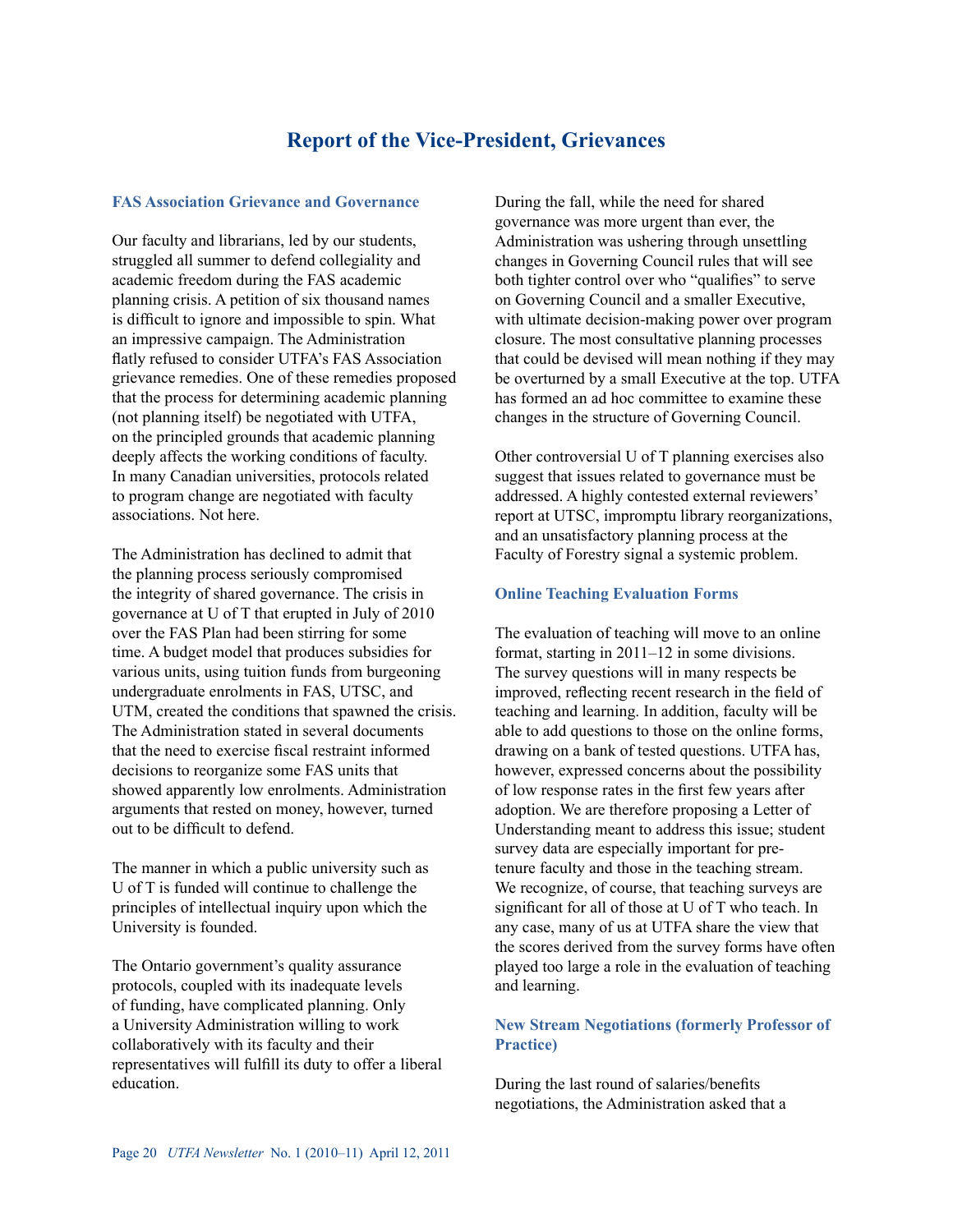# Report of the Vice-President, Grievances

## FAS Association Grievance and Governance

Our faculty and librarians, led by our students, struggled all summer to defend collegiality and academic freedom during the FAS academic planning crisis. A petition of six thousand names is difficult to ignore and impossible to spin. What an impressive campaign. The Administration flatly refused to consider UTFA's FAS Association grievance remedies. One of these remedies proposed that the process for determining academic planning (not planning itself) be negotiated with UTFA, on the principled grounds that academic planning deeply affects the working conditions of faculty. In many Canadian universities, protocols related to program change are negotiated with faculty associations. Not here.

The Administration has declined to admit that the planning process seriously compromised the integrity of shared governance. The crisis in governance at U of T that erupted in July of 2010 over the FAS Plan had been stirring for some time. A budget model that produces subsidies for various units, using tuition funds from burgeoning undergraduate enrolments in FAS, UTSC, and UTM, created the conditions that spawned the crisis. The Administration stated in several documents that the need to exercise fiscal restraint informed decisions to reorganize some FAS units that showed apparently low enrolments. Administration arguments that rested on money, however, turned out to be difficult to defend.

The manner in which a public university such as U of T is funded will continue to challenge the principles of intellectual inquiry upon which the University is founded.

The Ontario government's quality assurance protocols, coupled with its inadequate levels of funding, have complicated planning. Only a University Administration willing to work collaboratively with its faculty and their representatives will fulfill its duty to offer a liberal education.

During the fall, while the need for shared governance was more urgent than ever, the Administration was ushering through unsettling changes in Governing Council rules that will see both tighter control over who "qualifies" to serve on Governing Council and a smaller Executive, with ultimate decision-making power over program closure. The most consultative planning processes that could be devised will mean nothing if they may be overturned by a small Executive at the top. UTFA has formed an ad hoc committee to examine these changes in the structure of Governing Council.

Other controversial U of T planning exercises also suggest that issues related to governance must be addressed. A highly contested external reviewers' report at UTSC, impromptu library reorganizations, and an unsatisfactory planning process at the Faculty of Forestry signal a systemic problem.

## Online Teaching Evaluation Forms

The evaluation of teaching will move to an online format, starting in 2011–12 in some divisions. The survey questions will in many respects be improved, reflecting recent research in the field of teaching and learning. In addition, faculty will be able to add questions to those on the online forms, drawing on a bank of tested questions. UTFA has, however, expressed concerns about the possibility of low response rates in the first few years after adoption. We are therefore proposing a Letter of Understanding meant to address this issue; student survey data are especially important for pre-tenure faculty and those in the teaching stream. We recognize, of course, that teaching surveys are significant for all of those at U of T who teach. In any case, many of us at UTFA share the view that the scores derived from the survey forms have often played too large a role in the evaluation of teaching and learning.

## New Stream Negotiations (formerly Professor of Practice)

During the last round of salaries/benefits negotiations, the Administration asked that a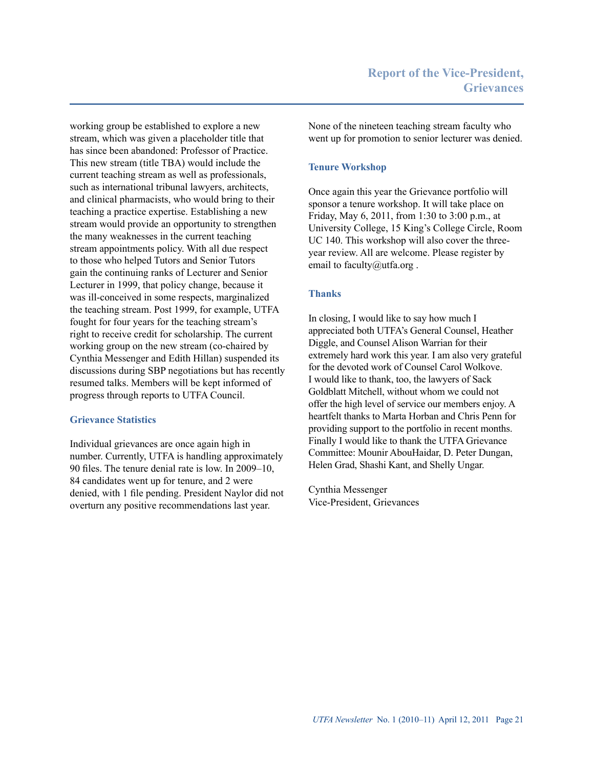working group be established to explore a new stream, which was given a placeholder title that has since been abandoned: Professor of Practice. This new stream (title TBA) would include the current teaching stream as well as professionals, such as international tribunal lawyers, architects, and clinical pharmacists, who would bring to their teaching a practice expertise. Establishing a new stream would provide an opportunity to strengthen the many weaknesses in the current teaching stream appointments policy. With all due respect to those who helped Tutors and Senior Tutors gain the continuing ranks of Lecturer and Senior Lecturer in 1999, that policy change, because it was ill-conceived in some respects, marginalized the teaching stream. Post 1999, for example, UTFA fought for four years for the teaching stream's right to receive credit for scholarship. The current working group on the new stream (co-chaired by Cynthia Messenger and Edith Hillan) suspended its discussions during SBP negotiations but has recently resumed talks. Members will be kept informed of progress through reports to UTFA Council.

### Grievance Statistics

Individual grievances are once again high in number. Currently, UTFA is handling approximately 90 files. The tenure denial rate is low. In 2009–10, 84 candidates went up for tenure, and 2 were denied, with 1 file pending. President Naylor did not overturn any positive recommendations last year.

None of the nineteen teaching stream faculty who went up for promotion to senior lecturer was denied.

### Tenure Workshop

Once again this year the Grievance portfolio will sponsor a tenure workshop. It will take place on Friday, May 6, 2011, from 1:30 to 3:00 p.m., at University College, 15 King's College Circle, Room UC 140. This workshop will also cover the three-year review. All are welcome. Please register by email to faculty@utfa.org .

### Thanks

In closing, I would like to say how much I appreciated both UTFA's General Counsel, Heather Diggle, and Counsel Alison Warrian for their extremely hard work this year. I am also very grateful for the devoted work of Counsel Carol Wolkove. I would like to thank, too, the lawyers of Sack Goldblatt Mitchell, without whom we could not offer the high level of service our members enjoy. A heartfelt thanks to Marta Horban and Chris Penn for providing support to the portfolio in recent months. Finally I would like to thank the UTFA Grievance Committee: Mounir AbouHaidar, D. Peter Dungan, Helen Grad, Shashi Kant, and Shelly Ungar.

Cynthia Messenger
Vice-President, Grievances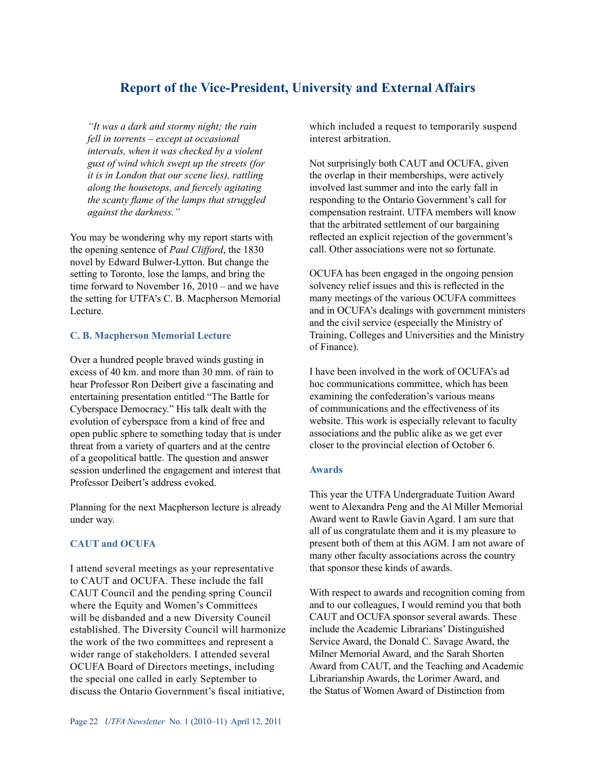# Report of the Vice-President, University and External Affairs

> *"It was a dark and stormy night; the rain fell in torrents – except at occasional intervals, when it was checked by a violent gust of wind which swept up the streets (for it is in London that our scene lies), rattling along the housetops, and fiercely agitating the scanty flame of the lamps that struggled against the darkness."*

You may be wondering why my report starts with the opening sentence of *Paul Clifford*, the 1830 novel by Edward Bulwer-Lytton. But change the setting to Toronto, lose the lamps, and bring the time forward to November 16, 2010 – and we have the setting for UTFA's C. B. Macpherson Memorial Lecture.

### C. B. Macpherson Memorial Lecture

Over a hundred people braved winds gusting in excess of 40 km. and more than 30 mm. of rain to hear Professor Ron Deibert give a fascinating and entertaining presentation entitled "The Battle for Cyberspace Democracy." His talk dealt with the evolution of cyberspace from a kind of free and open public sphere to something today that is under threat from a variety of quarters and at the centre of a geopolitical battle. The question and answer session underlined the engagement and interest that Professor Deibert's address evoked.

Planning for the next Macpherson lecture is already under way.

### CAUT and OCUFA

I attend several meetings as your representative to CAUT and OCUFA. These include the fall CAUT Council and the pending spring Council where the Equity and Women's Committees will be disbanded and a new Diversity Council established. The Diversity Council will harmonize the work of the two committees and represent a wider range of stakeholders. I attended several OCUFA Board of Directors meetings, including the special one called in early September to discuss the Ontario Government's fiscal initiative, which included a request to temporarily suspend interest arbitration.

Not surprisingly both CAUT and OCUFA, given the overlap in their memberships, were actively involved last summer and into the early fall in responding to the Ontario Government's call for compensation restraint. UTFA members will know that the arbitrated settlement of our bargaining reflected an explicit rejection of the government's call. Other associations were not so fortunate.

OCUFA has been engaged in the ongoing pension solvency relief issues and this is reflected in the many meetings of the various OCUFA committees and in OCUFA's dealings with government ministers and the civil service (especially the Ministry of Training, Colleges and Universities and the Ministry of Finance).

I have been involved in the work of OCUFA's ad hoc communications committee, which has been examining the confederation's various means of communications and the effectiveness of its website. This work is especially relevant to faculty associations and the public alike as we get ever closer to the provincial election of October 6.

### Awards

This year the UTFA Undergraduate Tuition Award went to Alexandra Peng and the Al Miller Memorial Award went to Rawle Gavin Agard. I am sure that all of us congratulate them and it is my pleasure to present both of them at this AGM. I am not aware of many other faculty associations across the country that sponsor these kinds of awards.

With respect to awards and recognition coming from and to our colleagues, I would remind you that both CAUT and OCUFA sponsor several awards. These include the Academic Librarians' Distinguished Service Award, the Donald C. Savage Award, the Milner Memorial Award, and the Sarah Shorten Award from CAUT, and the Teaching and Academic Librarianship Awards, the Lorimer Award, and the Status of Women Award of Distinction from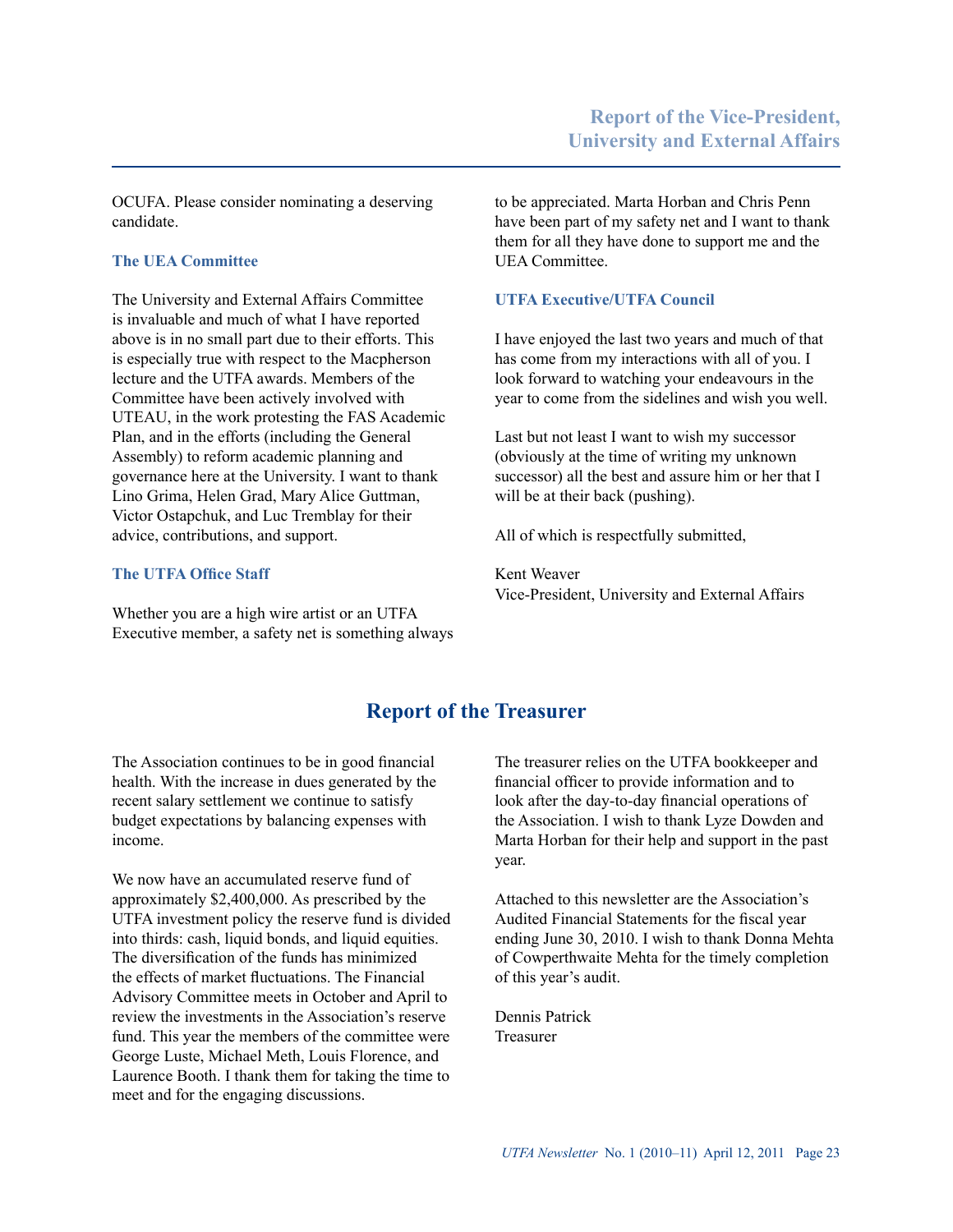## Report of the Vice-President, University and External Affairs

OCUFA. Please consider nominating a deserving candidate.

### The UEA Committee

The University and External Affairs Committee is invaluable and much of what I have reported above is in no small part due to their efforts. This is especially true with respect to the Macpherson lecture and the UTFA awards. Members of the Committee have been actively involved with UTEAU, in the work protesting the FAS Academic Plan, and in the efforts (including the General Assembly) to reform academic planning and governance here at the University. I want to thank Lino Grima, Helen Grad, Mary Alice Guttman, Victor Ostapchuk, and Luc Tremblay for their advice, contributions, and support.

### The UTFA Office Staff

Whether you are a high wire artist or an UTFA Executive member, a safety net is something always to be appreciated. Marta Horban and Chris Penn have been part of my safety net and I want to thank them for all they have done to support me and the UEA Committee.

### UTFA Executive/UTFA Council

I have enjoyed the last two years and much of that has come from my interactions with all of you. I look forward to watching your endeavours in the year to come from the sidelines and wish you well.

Last but not least I want to wish my successor (obviously at the time of writing my unknown successor) all the best and assure him or her that I will be at their back (pushing).

All of which is respectfully submitted,

Kent Weaver
Vice-President, University and External Affairs

## Report of the Treasurer

The Association continues to be in good financial health. With the increase in dues generated by the recent salary settlement we continue to satisfy budget expectations by balancing expenses with income.

We now have an accumulated reserve fund of approximately $2,400,000. As prescribed by the UTFA investment policy the reserve fund is divided into thirds: cash, liquid bonds, and liquid equities. The diversification of the funds has minimized the effects of market fluctuations. The Financial Advisory Committee meets in October and April to review the investments in the Association's reserve fund. This year the members of the committee were George Luste, Michael Meth, Louis Florence, and Laurence Booth. I thank them for taking the time to meet and for the engaging discussions.

The treasurer relies on the UTFA bookkeeper and financial officer to provide information and to look after the day-to-day financial operations of the Association. I wish to thank Lyze Dowden and Marta Horban for their help and support in the past year.

Attached to this newsletter are the Association's Audited Financial Statements for the fiscal year ending June 30, 2010. I wish to thank Donna Mehta of Cowperthwaite Mehta for the timely completion of this year's audit.

Dennis Patrick
Treasurer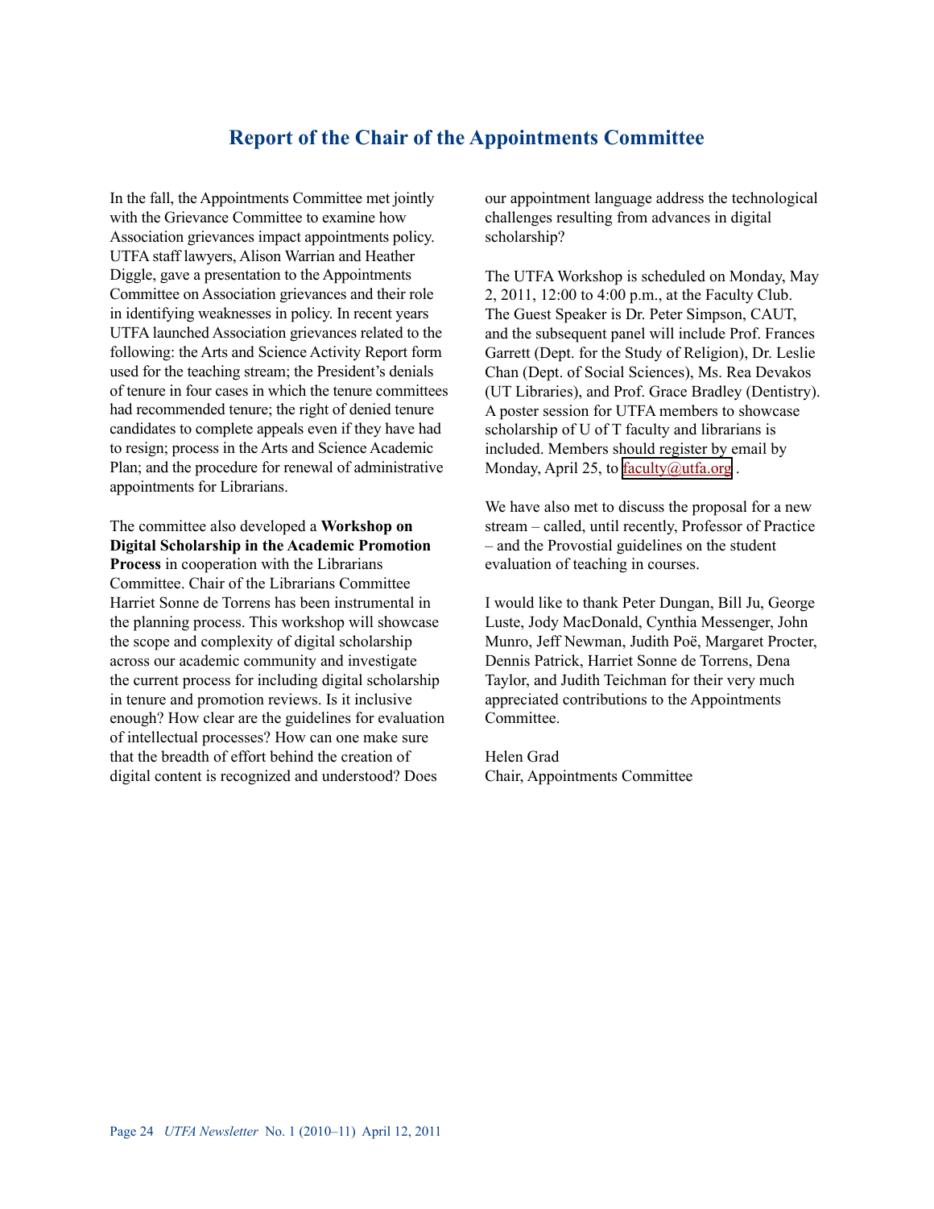## Report of the Chair of the Appointments Committee

In the fall, the Appointments Committee met jointly with the Grievance Committee to examine how Association grievances impact appointments policy. UTFA staff lawyers, Alison Warrian and Heather Diggle, gave a presentation to the Appointments Committee on Association grievances and their role in identifying weaknesses in policy. In recent years UTFA launched Association grievances related to the following: the Arts and Science Activity Report form used for the teaching stream; the President's denials of tenure in four cases in which the tenure committees had recommended tenure; the right of denied tenure candidates to complete appeals even if they have had to resign; process in the Arts and Science Academic Plan; and the procedure for renewal of administrative appointments for Librarians.

The committee also developed a **Workshop on Digital Scholarship in the Academic Promotion Process** in cooperation with the Librarians Committee. Chair of the Librarians Committee Harriet Sonne de Torrens has been instrumental in the planning process. This workshop will showcase the scope and complexity of digital scholarship across our academic community and investigate the current process for including digital scholarship in tenure and promotion reviews. Is it inclusive enough? How clear are the guidelines for evaluation of intellectual processes? How can one make sure that the breadth of effort behind the creation of digital content is recognized and understood? Does our appointment language address the technological challenges resulting from advances in digital scholarship?

The UTFA Workshop is scheduled on Monday, May 2, 2011, 12:00 to 4:00 p.m., at the Faculty Club. The Guest Speaker is Dr. Peter Simpson, CAUT, and the subsequent panel will include Prof. Frances Garrett (Dept. for the Study of Religion), Dr. Leslie Chan (Dept. of Social Sciences), Ms. Rea Devakos (UT Libraries), and Prof. Grace Bradley (Dentistry). A poster session for UTFA members to showcase scholarship of U of T faculty and librarians is included. Members should register by email by Monday, April 25, to faculty@utfa.org .

We have also met to discuss the proposal for a new stream – called, until recently, Professor of Practice – and the Provostial guidelines on the student evaluation of teaching in courses.

I would like to thank Peter Dungan, Bill Ju, George Luste, Jody MacDonald, Cynthia Messenger, John Munro, Jeff Newman, Judith Poë, Margaret Procter, Dennis Patrick, Harriet Sonne de Torrens, Dena Taylor, and Judith Teichman for their very much appreciated contributions to the Appointments Committee.

Helen Grad
Chair, Appointments Committee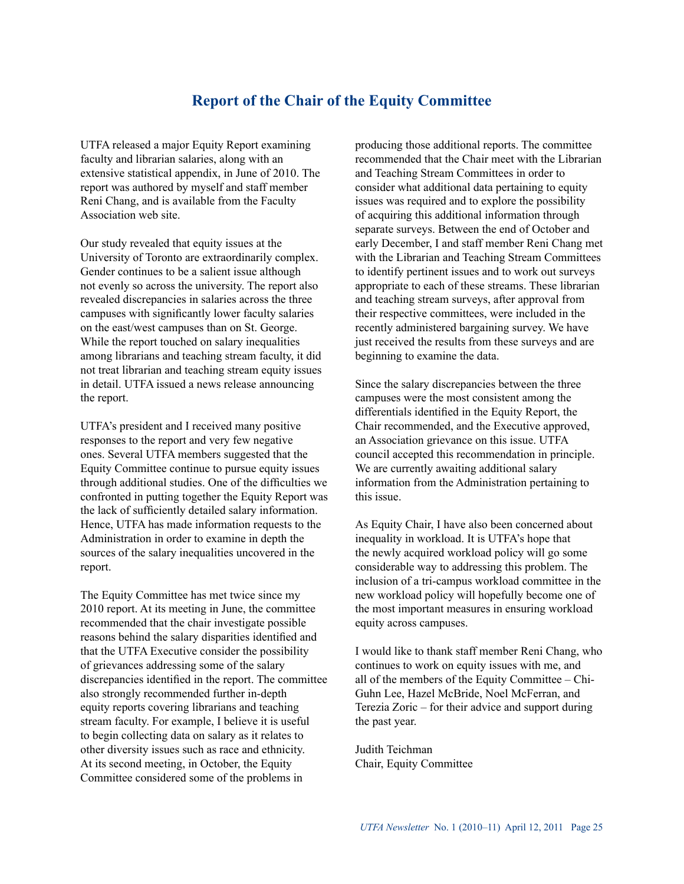# Report of the Chair of the Equity Committee

UTFA released a major Equity Report examining faculty and librarian salaries, along with an extensive statistical appendix, in June of 2010. The report was authored by myself and staff member Reni Chang, and is available from the Faculty Association web site.

Our study revealed that equity issues at the University of Toronto are extraordinarily complex. Gender continues to be a salient issue although not evenly so across the university. The report also revealed discrepancies in salaries across the three campuses with significantly lower faculty salaries on the east/west campuses than on St. George. While the report touched on salary inequalities among librarians and teaching stream faculty, it did not treat librarian and teaching stream equity issues in detail. UTFA issued a news release announcing the report.

UTFA's president and I received many positive responses to the report and very few negative ones. Several UTFA members suggested that the Equity Committee continue to pursue equity issues through additional studies. One of the difficulties we confronted in putting together the Equity Report was the lack of sufficiently detailed salary information. Hence, UTFA has made information requests to the Administration in order to examine in depth the sources of the salary inequalities uncovered in the report.

The Equity Committee has met twice since my 2010 report. At its meeting in June, the committee recommended that the chair investigate possible reasons behind the salary disparities identified and that the UTFA Executive consider the possibility of grievances addressing some of the salary discrepancies identified in the report. The committee also strongly recommended further in-depth equity reports covering librarians and teaching stream faculty. For example, I believe it is useful to begin collecting data on salary as it relates to other diversity issues such as race and ethnicity. At its second meeting, in October, the Equity Committee considered some of the problems in producing those additional reports. The committee recommended that the Chair meet with the Librarian and Teaching Stream Committees in order to consider what additional data pertaining to equity issues was required and to explore the possibility of acquiring this additional information through separate surveys. Between the end of October and early December, I and staff member Reni Chang met with the Librarian and Teaching Stream Committees to identify pertinent issues and to work out surveys appropriate to each of these streams. These librarian and teaching stream surveys, after approval from their respective committees, were included in the recently administered bargaining survey. We have just received the results from these surveys and are beginning to examine the data.

Since the salary discrepancies between the three campuses were the most consistent among the differentials identified in the Equity Report, the Chair recommended, and the Executive approved, an Association grievance on this issue. UTFA council accepted this recommendation in principle. We are currently awaiting additional salary information from the Administration pertaining to this issue.

As Equity Chair, I have also been concerned about inequality in workload. It is UTFA's hope that the newly acquired workload policy will go some considerable way to addressing this problem. The inclusion of a tri-campus workload committee in the new workload policy will hopefully become one of the most important measures in ensuring workload equity across campuses.

I would like to thank staff member Reni Chang, who continues to work on equity issues with me, and all of the members of the Equity Committee – Chi-Guhn Lee, Hazel McBride, Noel McFerran, and Terezia Zoric – for their advice and support during the past year.

Judith Teichman
Chair, Equity Committee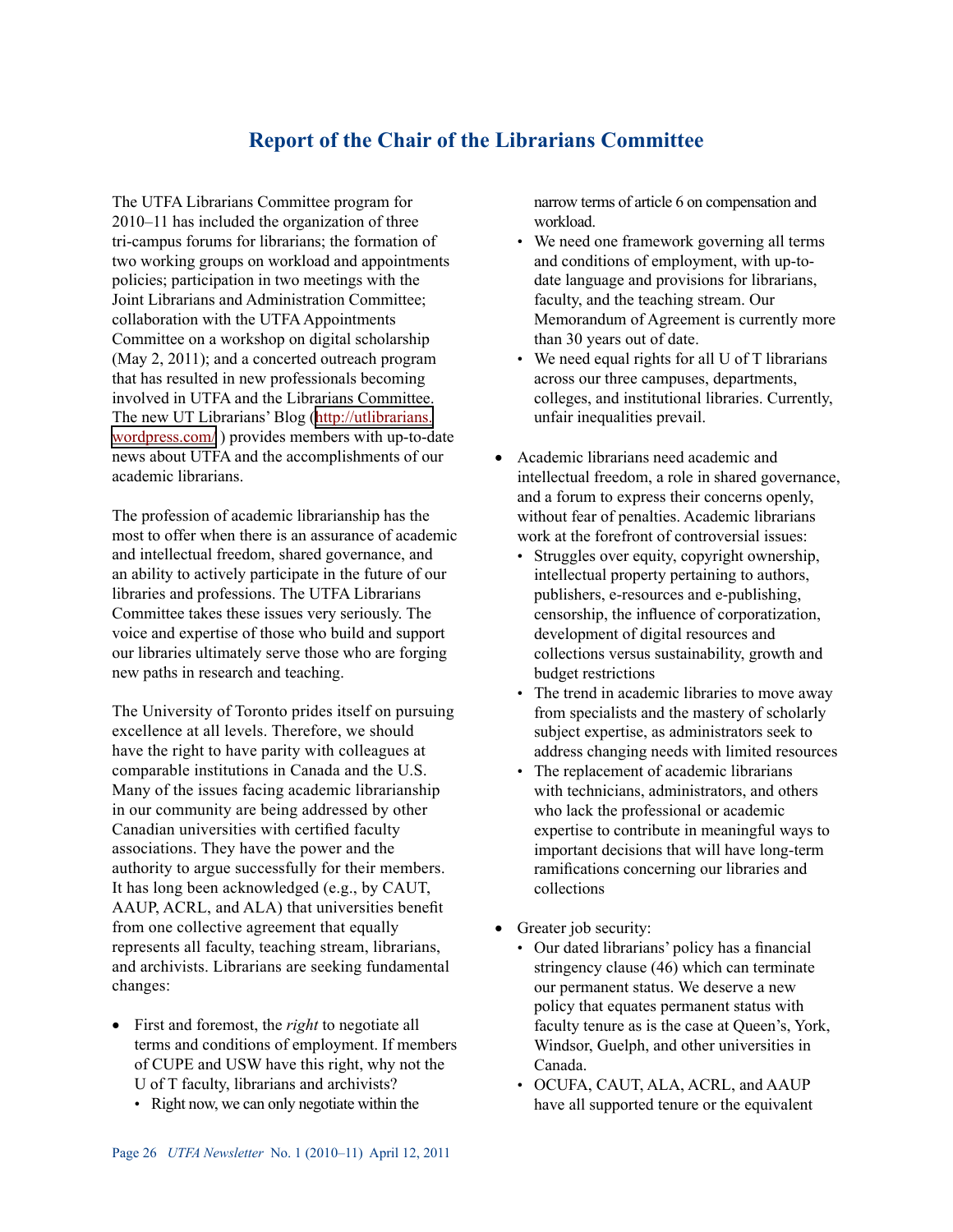# Report of the Chair of the Librarians Committee

The UTFA Librarians Committee program for 2010–11 has included the organization of three tri-campus forums for librarians; the formation of two working groups on workload and appointments policies; participation in two meetings with the Joint Librarians and Administration Committee; collaboration with the UTFA Appointments Committee on a workshop on digital scholarship (May 2, 2011); and a concerted outreach program that has resulted in new professionals becoming involved in UTFA and the Librarians Committee. The new UT Librarians' Blog (http://utlibrarians.wordpress.com/ ) provides members with up-to-date news about UTFA and the accomplishments of our academic librarians.

The profession of academic librarianship has the most to offer when there is an assurance of academic and intellectual freedom, shared governance, and an ability to actively participate in the future of our libraries and professions. The UTFA Librarians Committee takes these issues very seriously. The voice and expertise of those who build and support our libraries ultimately serve those who are forging new paths in research and teaching.

The University of Toronto prides itself on pursuing excellence at all levels. Therefore, we should have the right to have parity with colleagues at comparable institutions in Canada and the U.S. Many of the issues facing academic librarianship in our community are being addressed by other Canadian universities with certified faculty associations. They have the power and the authority to argue successfully for their members. It has long been acknowledged (e.g., by CAUT, AAUP, ACRL, and ALA) that universities benefit from one collective agreement that equally represents all faculty, teaching stream, librarians, and archivists. Librarians are seeking fundamental changes:

- First and foremost, the *right* to negotiate all terms and conditions of employment. If members of CUPE and USW have this right, why not the U of T faculty, librarians and archivists?
  - Right now, we can only negotiate within the narrow terms of article 6 on compensation and workload.
  - We need one framework governing all terms and conditions of employment, with up-to-date language and provisions for librarians, faculty, and the teaching stream. Our Memorandum of Agreement is currently more than 30 years out of date.
  - We need equal rights for all U of T librarians across our three campuses, departments, colleges, and institutional libraries. Currently, unfair inequalities prevail.

- Academic librarians need academic and intellectual freedom, a role in shared governance, and a forum to express their concerns openly, without fear of penalties. Academic librarians work at the forefront of controversial issues:
  - Struggles over equity, copyright ownership, intellectual property pertaining to authors, publishers, e-resources and e-publishing, censorship, the influence of corporatization, development of digital resources and collections versus sustainability, growth and budget restrictions
  - The trend in academic libraries to move away from specialists and the mastery of scholarly subject expertise, as administrators seek to address changing needs with limited resources
  - The replacement of academic librarians with technicians, administrators, and others who lack the professional or academic expertise to contribute in meaningful ways to important decisions that will have long-term ramifications concerning our libraries and collections

- Greater job security:
  - Our dated librarians' policy has a financial stringency clause (46) which can terminate our permanent status. We deserve a new policy that equates permanent status with faculty tenure as is the case at Queen's, York, Windsor, Guelph, and other universities in Canada.
  - OCUFA, CAUT, ALA, ACRL, and AAUP have all supported tenure or the equivalent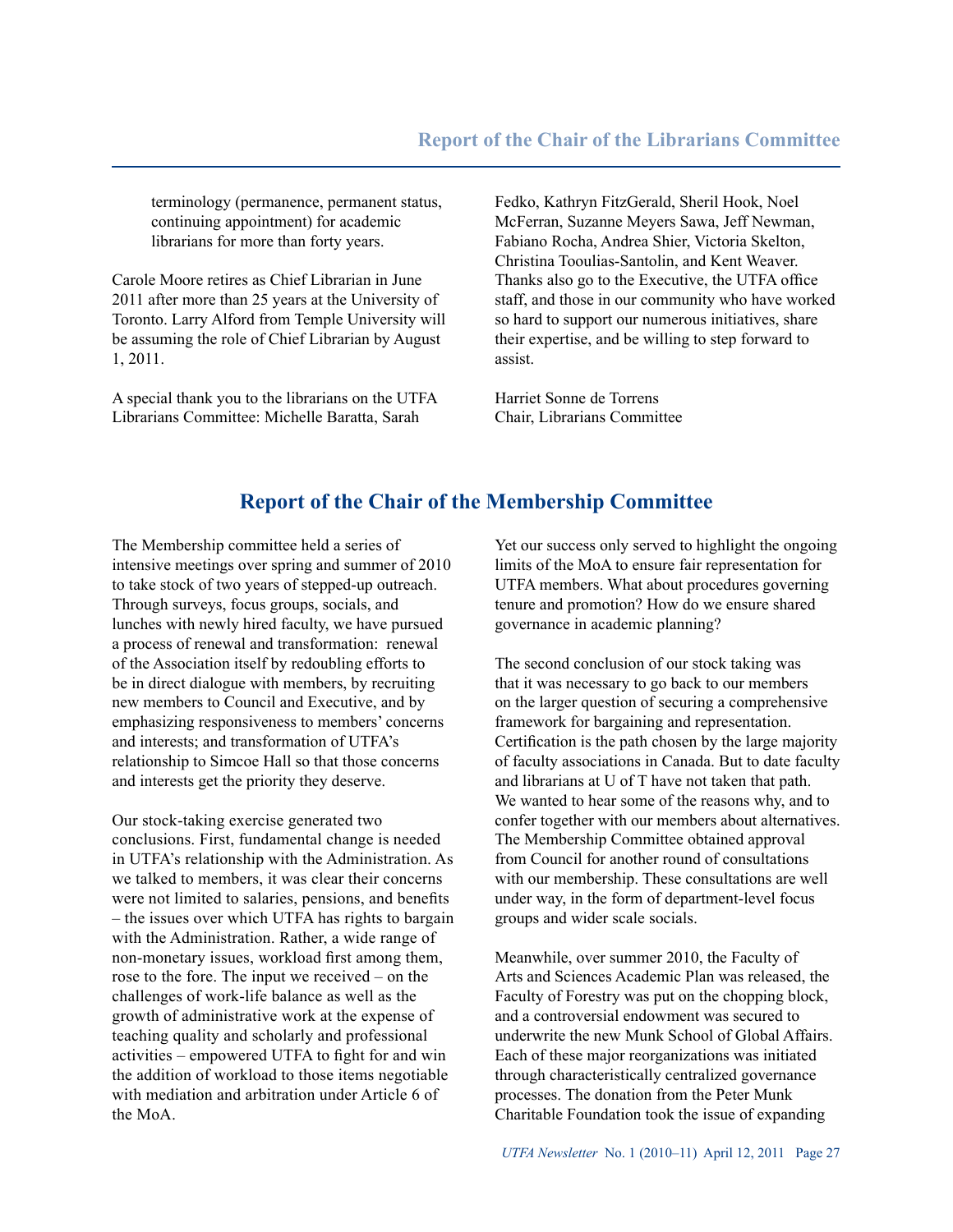terminology (permanence, permanent status, continuing appointment) for academic librarians for more than forty years.

Carole Moore retires as Chief Librarian in June 2011 after more than 25 years at the University of Toronto. Larry Alford from Temple University will be assuming the role of Chief Librarian by August 1, 2011.

A special thank you to the librarians on the UTFA Librarians Committee: Michelle Baratta, Sarah Fedko, Kathryn FitzGerald, Sheril Hook, Noel McFerran, Suzanne Meyers Sawa, Jeff Newman, Fabiano Rocha, Andrea Shier, Victoria Skelton, Christina Tooulias-Santolin, and Kent Weaver. Thanks also go to the Executive, the UTFA office staff, and those in our community who have worked so hard to support our numerous initiatives, share their expertise, and be willing to step forward to assist.

Harriet Sonne de Torrens
Chair, Librarians Committee

## Report of the Chair of the Membership Committee

The Membership committee held a series of intensive meetings over spring and summer of 2010 to take stock of two years of stepped-up outreach. Through surveys, focus groups, socials, and lunches with newly hired faculty, we have pursued a process of renewal and transformation: renewal of the Association itself by redoubling efforts to be in direct dialogue with members, by recruiting new members to Council and Executive, and by emphasizing responsiveness to members' concerns and interests; and transformation of UTFA's relationship to Simcoe Hall so that those concerns and interests get the priority they deserve.

Our stock-taking exercise generated two conclusions. First, fundamental change is needed in UTFA's relationship with the Administration. As we talked to members, it was clear their concerns were not limited to salaries, pensions, and benefits – the issues over which UTFA has rights to bargain with the Administration. Rather, a wide range of non-monetary issues, workload first among them, rose to the fore. The input we received – on the challenges of work-life balance as well as the growth of administrative work at the expense of teaching quality and scholarly and professional activities – empowered UTFA to fight for and win the addition of workload to those items negotiable with mediation and arbitration under Article 6 of the MoA.

Yet our success only served to highlight the ongoing limits of the MoA to ensure fair representation for UTFA members. What about procedures governing tenure and promotion? How do we ensure shared governance in academic planning?

The second conclusion of our stock taking was that it was necessary to go back to our members on the larger question of securing a comprehensive framework for bargaining and representation. Certification is the path chosen by the large majority of faculty associations in Canada. But to date faculty and librarians at U of T have not taken that path. We wanted to hear some of the reasons why, and to confer together with our members about alternatives. The Membership Committee obtained approval from Council for another round of consultations with our membership. These consultations are well under way, in the form of department-level focus groups and wider scale socials.

Meanwhile, over summer 2010, the Faculty of Arts and Sciences Academic Plan was released, the Faculty of Forestry was put on the chopping block, and a controversial endowment was secured to underwrite the new Munk School of Global Affairs. Each of these major reorganizations was initiated through characteristically centralized governance processes. The donation from the Peter Munk Charitable Foundation took the issue of expanding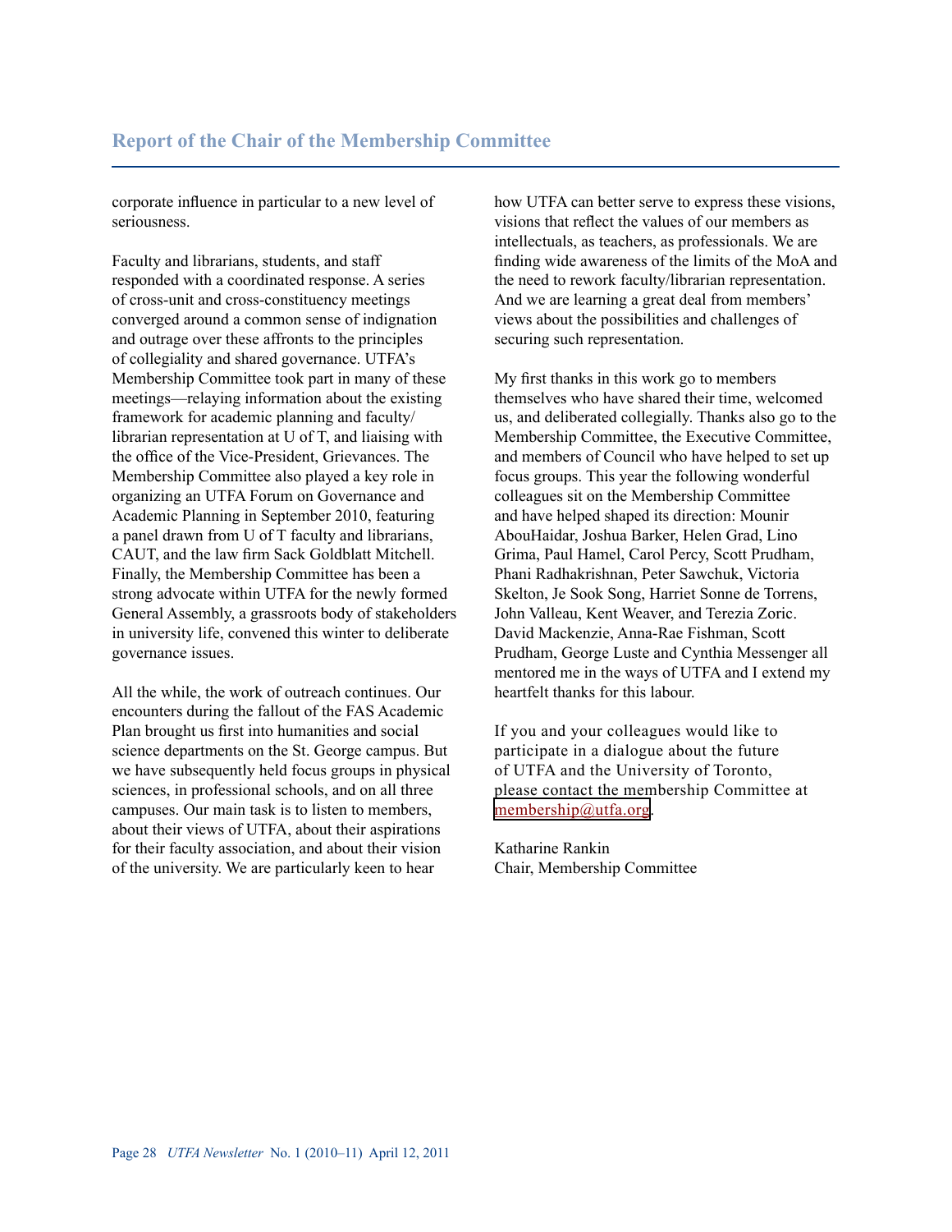## Report of the Chair of the Membership Committee

corporate influence in particular to a new level of seriousness.

Faculty and librarians, students, and staff responded with a coordinated response. A series of cross-unit and cross-constituency meetings converged around a common sense of indignation and outrage over these affronts to the principles of collegiality and shared governance. UTFA's Membership Committee took part in many of these meetings—relaying information about the existing framework for academic planning and faculty/librarian representation at U of T, and liaising with the office of the Vice-President, Grievances. The Membership Committee also played a key role in organizing an UTFA Forum on Governance and Academic Planning in September 2010, featuring a panel drawn from U of T faculty and librarians, CAUT, and the law firm Sack Goldblatt Mitchell. Finally, the Membership Committee has been a strong advocate within UTFA for the newly formed General Assembly, a grassroots body of stakeholders in university life, convened this winter to deliberate governance issues.

All the while, the work of outreach continues. Our encounters during the fallout of the FAS Academic Plan brought us first into humanities and social science departments on the St. George campus. But we have subsequently held focus groups in physical sciences, in professional schools, and on all three campuses. Our main task is to listen to members, about their views of UTFA, about their aspirations for their faculty association, and about their vision of the university. We are particularly keen to hear how UTFA can better serve to express these visions, visions that reflect the values of our members as intellectuals, as teachers, as professionals. We are finding wide awareness of the limits of the MoA and the need to rework faculty/librarian representation. And we are learning a great deal from members' views about the possibilities and challenges of securing such representation.

My first thanks in this work go to members themselves who have shared their time, welcomed us, and deliberated collegially. Thanks also go to the Membership Committee, the Executive Committee, and members of Council who have helped to set up focus groups. This year the following wonderful colleagues sit on the Membership Committee and have helped shaped its direction: Mounir AbouHaidar, Joshua Barker, Helen Grad, Lino Grima, Paul Hamel, Carol Percy, Scott Prudham, Phani Radhakrishnan, Peter Sawchuk, Victoria Skelton, Je Sook Song, Harriet Sonne de Torrens, John Valleau, Kent Weaver, and Terezia Zoric. David Mackenzie, Anna-Rae Fishman, Scott Prudham, George Luste and Cynthia Messenger all mentored me in the ways of UTFA and I extend my heartfelt thanks for this labour.

If you and your colleagues would like to participate in a dialogue about the future of UTFA and the University of Toronto, please contact the membership Committee at membership@utfa.org.

Katharine Rankin
Chair, Membership Committee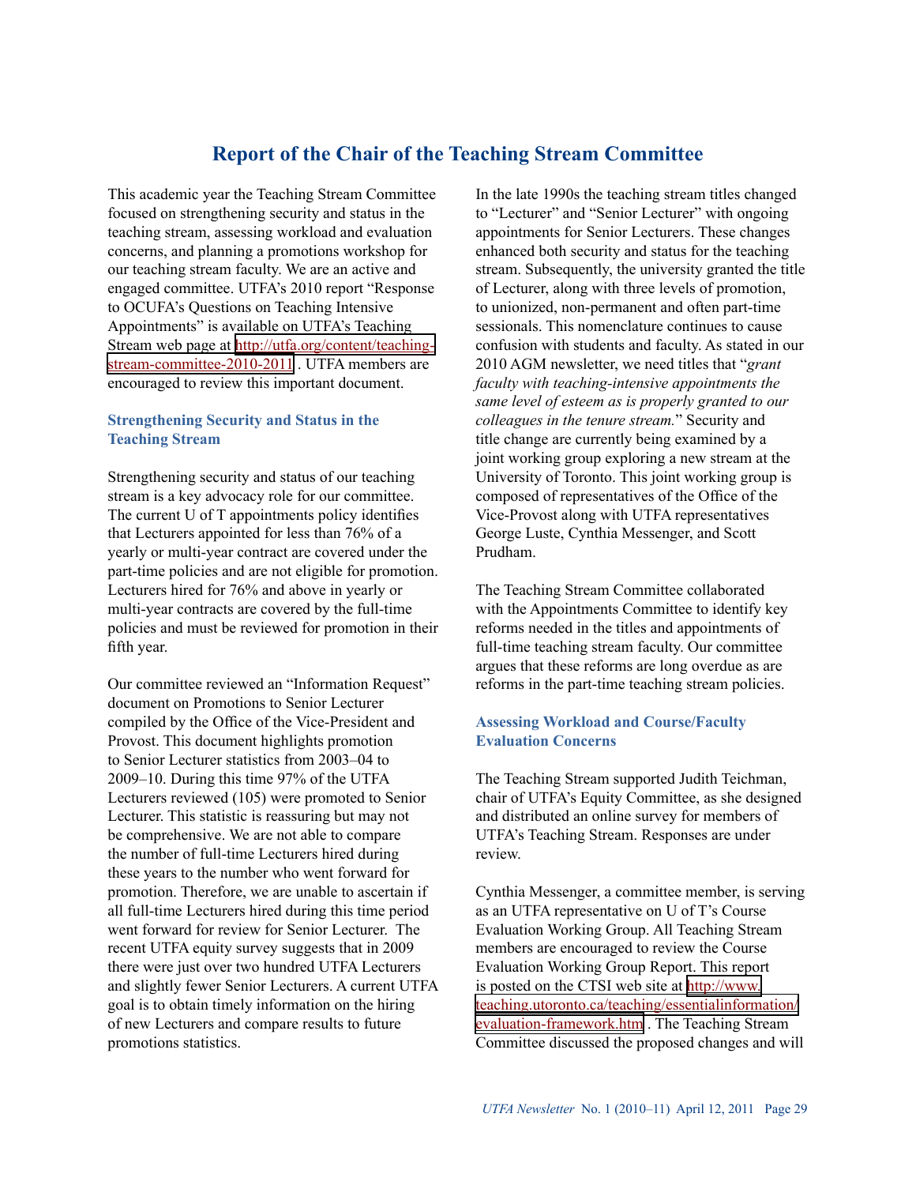# Report of the Chair of the Teaching Stream Committee

This academic year the Teaching Stream Committee focused on strengthening security and status in the teaching stream, assessing workload and evaluation concerns, and planning a promotions workshop for our teaching stream faculty. We are an active and engaged committee. UTFA's 2010 report "Response to OCUFA's Questions on Teaching Intensive Appointments" is available on UTFA's Teaching Stream web page at http://utfa.org/content/teaching-stream-committee-2010-2011 . UTFA members are encouraged to review this important document.

## Strengthening Security and Status in the Teaching Stream

Strengthening security and status of our teaching stream is a key advocacy role for our committee. The current U of T appointments policy identifies that Lecturers appointed for less than 76% of a yearly or multi-year contract are covered under the part-time policies and are not eligible for promotion. Lecturers hired for 76% and above in yearly or multi-year contracts are covered by the full-time policies and must be reviewed for promotion in their fifth year.

Our committee reviewed an "Information Request" document on Promotions to Senior Lecturer compiled by the Office of the Vice-President and Provost. This document highlights promotion to Senior Lecturer statistics from 2003–04 to 2009–10. During this time 97% of the UTFA Lecturers reviewed (105) were promoted to Senior Lecturer. This statistic is reassuring but may not be comprehensive. We are not able to compare the number of full-time Lecturers hired during these years to the number who went forward for promotion. Therefore, we are unable to ascertain if all full-time Lecturers hired during this time period went forward for review for Senior Lecturer. The recent UTFA equity survey suggests that in 2009 there were just over two hundred UTFA Lecturers and slightly fewer Senior Lecturers. A current UTFA goal is to obtain timely information on the hiring of new Lecturers and compare results to future promotions statistics.

In the late 1990s the teaching stream titles changed to "Lecturer" and "Senior Lecturer" with ongoing appointments for Senior Lecturers. These changes enhanced both security and status for the teaching stream. Subsequently, the university granted the title of Lecturer, along with three levels of promotion, to unionized, non-permanent and often part-time sessionals. This nomenclature continues to cause confusion with students and faculty. As stated in our 2010 AGM newsletter, we need titles that "*grant faculty with teaching-intensive appointments the same level of esteem as is properly granted to our colleagues in the tenure stream.*" Security and title change are currently being examined by a joint working group exploring a new stream at the University of Toronto. This joint working group is composed of representatives of the Office of the Vice-Provost along with UTFA representatives George Luste, Cynthia Messenger, and Scott Prudham.

The Teaching Stream Committee collaborated with the Appointments Committee to identify key reforms needed in the titles and appointments of full-time teaching stream faculty. Our committee argues that these reforms are long overdue as are reforms in the part-time teaching stream policies.

## Assessing Workload and Course/Faculty Evaluation Concerns

The Teaching Stream supported Judith Teichman, chair of UTFA's Equity Committee, as she designed and distributed an online survey for members of UTFA's Teaching Stream. Responses are under review.

Cynthia Messenger, a committee member, is serving as an UTFA representative on U of T's Course Evaluation Working Group. All Teaching Stream members are encouraged to review the Course Evaluation Working Group Report. This report is posted on the CTSI web site at http://www.teaching.utoronto.ca/teaching/essentialinformation/evaluation-framework.htm . The Teaching Stream Committee discussed the proposed changes and will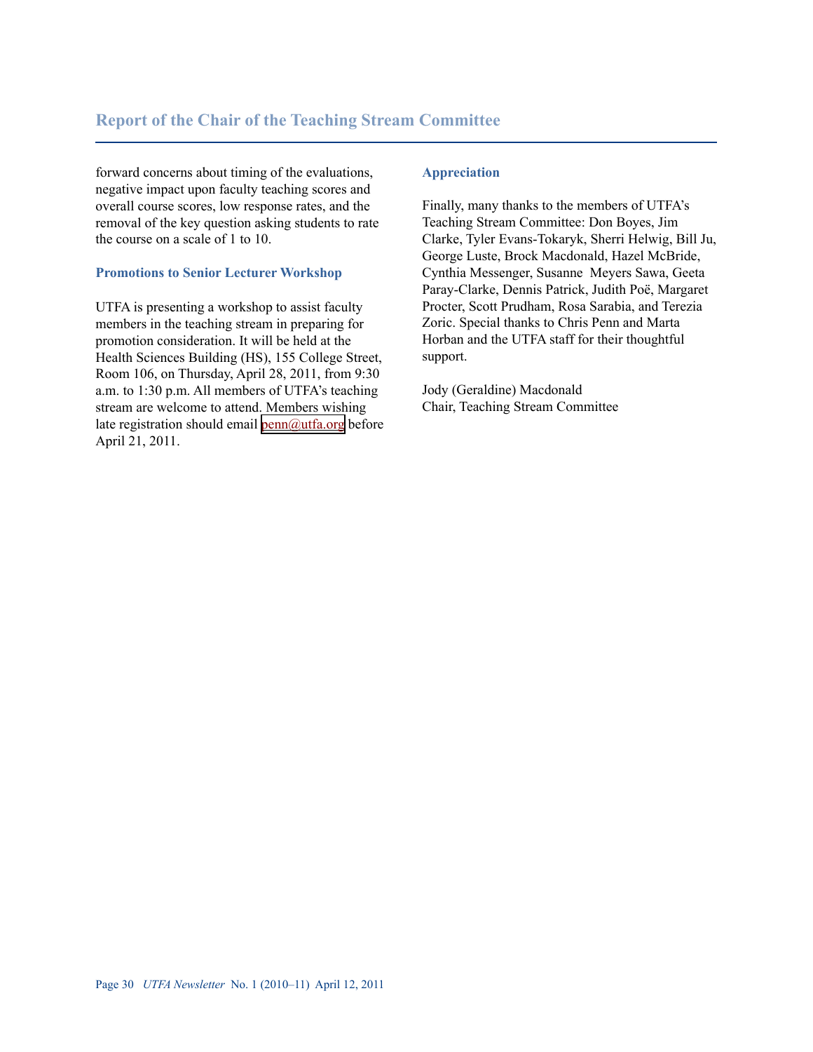forward concerns about timing of the evaluations, negative impact upon faculty teaching scores and overall course scores, low response rates, and the removal of the key question asking students to rate the course on a scale of 1 to 10.

### Promotions to Senior Lecturer Workshop

UTFA is presenting a workshop to assist faculty members in the teaching stream in preparing for promotion consideration. It will be held at the Health Sciences Building (HS), 155 College Street, Room 106, on Thursday, April 28, 2011, from 9:30 a.m. to 1:30 p.m. All members of UTFA's teaching stream are welcome to attend. Members wishing late registration should email penn@utfa.org before April 21, 2011.

### Appreciation

Finally, many thanks to the members of UTFA's Teaching Stream Committee: Don Boyes, Jim Clarke, Tyler Evans-Tokaryk, Sherri Helwig, Bill Ju, George Luste, Brock Macdonald, Hazel McBride, Cynthia Messenger, Susanne Meyers Sawa, Geeta Paray-Clarke, Dennis Patrick, Judith Poë, Margaret Procter, Scott Prudham, Rosa Sarabia, and Terezia Zoric. Special thanks to Chris Penn and Marta Horban and the UTFA staff for their thoughtful support.

Jody (Geraldine) Macdonald
Chair, Teaching Stream Committee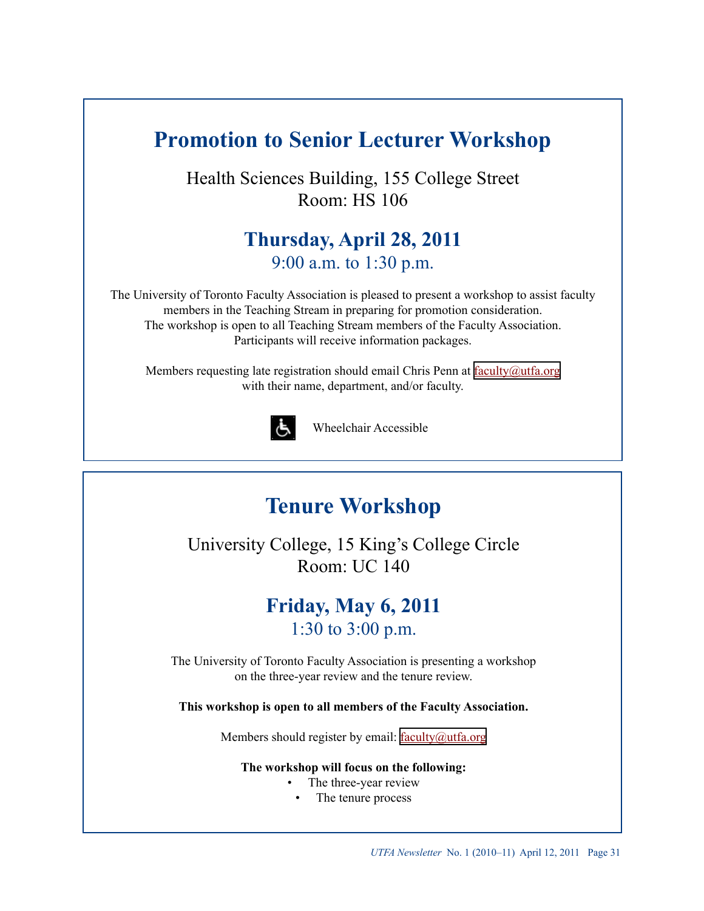# Promotion to Senior Lecturer Workshop

Health Sciences Building, 155 College Street
Room: HS 106

## Thursday, April 28, 2011

9:00 a.m. to 1:30 p.m.

The University of Toronto Faculty Association is pleased to present a workshop to assist faculty members in the Teaching Stream in preparing for promotion consideration.
The workshop is open to all Teaching Stream members of the Faculty Association.
Participants will receive information packages.

Members requesting late registration should email Chris Penn at faculty@utfa.org with their name, department, and/or faculty.

Wheelchair Accessible

# Tenure Workshop

University College, 15 King's College Circle
Room: UC 140

## Friday, May 6, 2011

1:30 to 3:00 p.m.

The University of Toronto Faculty Association is presenting a workshop on the three-year review and the tenure review.

**This workshop is open to all members of the Faculty Association.**

Members should register by email: faculty@utfa.org

**The workshop will focus on the following:**

- The three-year review
- The tenure process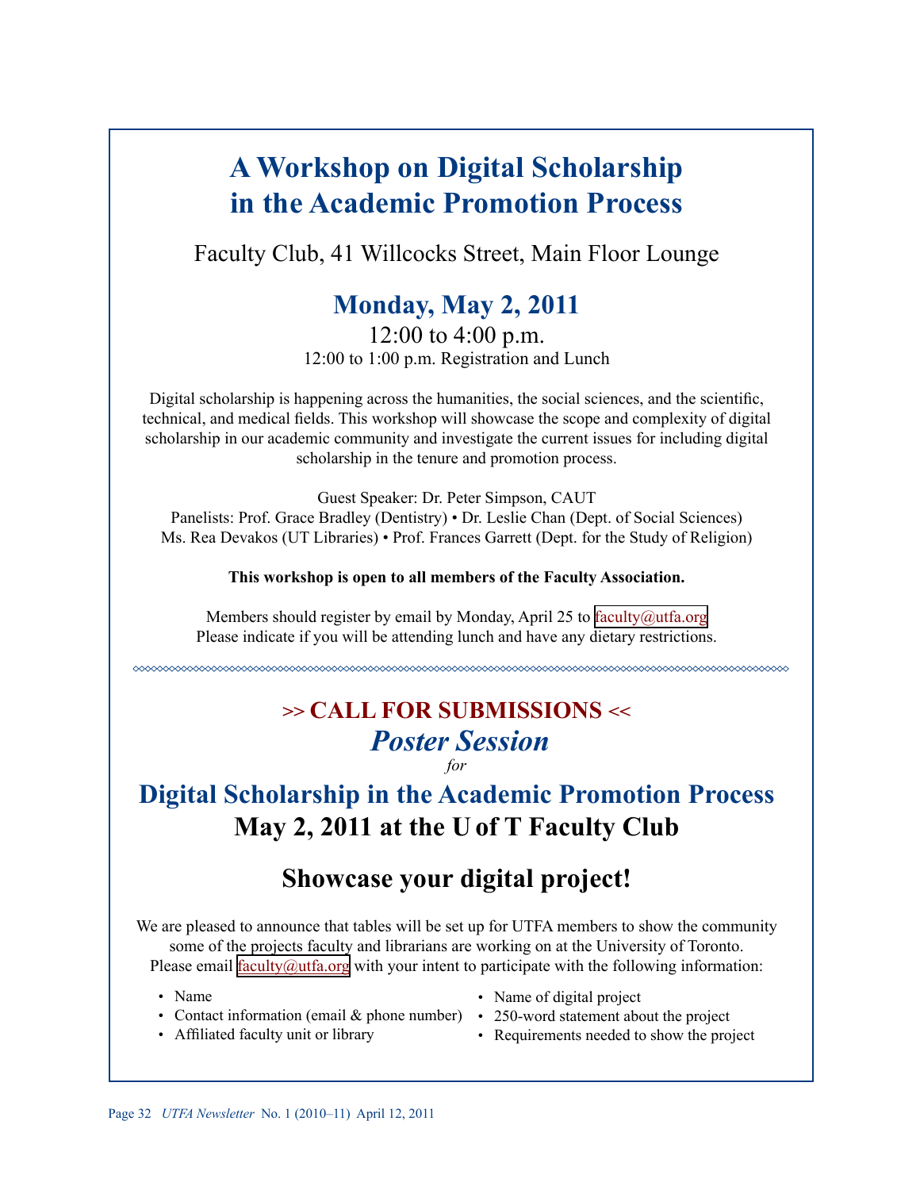# A Workshop on Digital Scholarship in the Academic Promotion Process

Faculty Club, 41 Willcocks Street, Main Floor Lounge

## Monday, May 2, 2011

12:00 to 4:00 p.m.

12:00 to 1:00 p.m. Registration and Lunch

Digital scholarship is happening across the humanities, the social sciences, and the scientific, technical, and medical fields. This workshop will showcase the scope and complexity of digital scholarship in our academic community and investigate the current issues for including digital scholarship in the tenure and promotion process.

Guest Speaker: Dr. Peter Simpson, CAUT

Panelists: Prof. Grace Bradley (Dentistry) • Dr. Leslie Chan (Dept. of Social Sciences)
Ms. Rea Devakos (UT Libraries) • Prof. Frances Garrett (Dept. for the Study of Religion)

**This workshop is open to all members of the Faculty Association.**

Members should register by email by Monday, April 25 to faculty@utfa.org
Please indicate if you will be attending lunch and have any dietary restrictions.

---

## >> CALL FOR SUBMISSIONS <<

## *Poster Session*

*for*

## Digital Scholarship in the Academic Promotion Process

## May 2, 2011 at the U of T Faculty Club

## Showcase your digital project!

We are pleased to announce that tables will be set up for UTFA members to show the community some of the projects faculty and librarians are working on at the University of Toronto. Please email faculty@utfa.org with your intent to participate with the following information:

- Name
- Contact information (email & phone number)
- Affiliated faculty unit or library
- Name of digital project
- 250-word statement about the project
- Requirements needed to show the project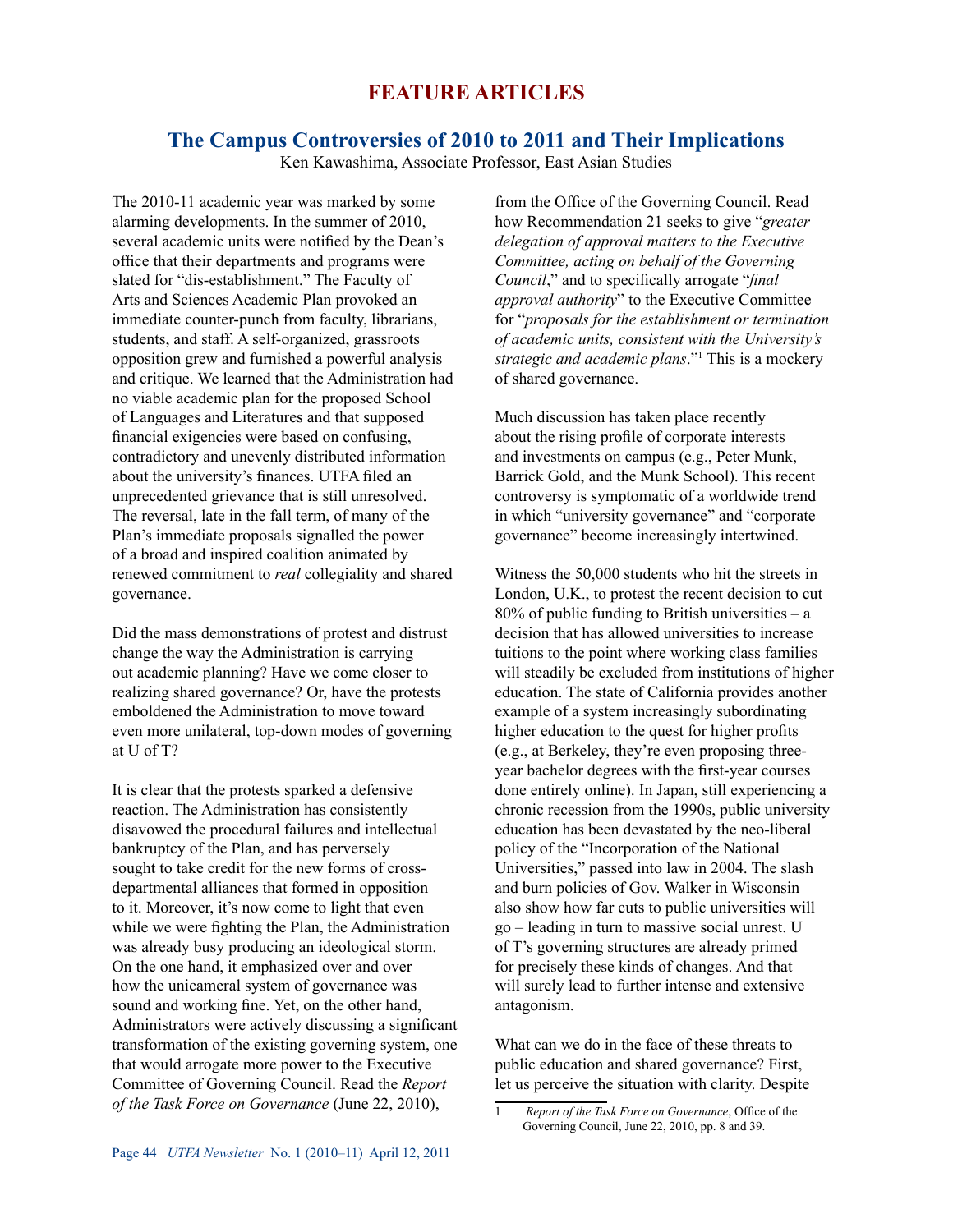# FEATURE ARTICLES

## The Campus Controversies of 2010 to 2011 and Their Implications

Ken Kawashima, Associate Professor, East Asian Studies

The 2010-11 academic year was marked by some alarming developments. In the summer of 2010, several academic units were notified by the Dean's office that their departments and programs were slated for "dis-establishment." The Faculty of Arts and Sciences Academic Plan provoked an immediate counter-punch from faculty, librarians, students, and staff. A self-organized, grassroots opposition grew and furnished a powerful analysis and critique. We learned that the Administration had no viable academic plan for the proposed School of Languages and Literatures and that supposed financial exigencies were based on confusing, contradictory and unevenly distributed information about the university's finances. UTFA filed an unprecedented grievance that is still unresolved. The reversal, late in the fall term, of many of the Plan's immediate proposals signalled the power of a broad and inspired coalition animated by renewed commitment to *real* collegiality and shared governance.

Did the mass demonstrations of protest and distrust change the way the Administration is carrying out academic planning? Have we come closer to realizing shared governance? Or, have the protests emboldened the Administration to move toward even more unilateral, top-down modes of governing at U of T?

It is clear that the protests sparked a defensive reaction. The Administration has consistently disavowed the procedural failures and intellectual bankruptcy of the Plan, and has perversely sought to take credit for the new forms of cross-departmental alliances that formed in opposition to it. Moreover, it's now come to light that even while we were fighting the Plan, the Administration was already busy producing an ideological storm. On the one hand, it emphasized over and over how the unicameral system of governance was sound and working fine. Yet, on the other hand, Administrators were actively discussing a significant transformation of the existing governing system, one that would arrogate more power to the Executive Committee of Governing Council. Read the *Report of the Task Force on Governance* (June 22, 2010), from the Office of the Governing Council. Read how Recommendation 21 seeks to give "*greater delegation of approval matters to the Executive Committee, acting on behalf of the Governing Council*," and to specifically arrogate "*final approval authority*" to the Executive Committee for "*proposals for the establishment or termination of academic units, consistent with the University's strategic and academic plans*."[1] This is a mockery of shared governance.

Much discussion has taken place recently about the rising profile of corporate interests and investments on campus (e.g., Peter Munk, Barrick Gold, and the Munk School). This recent controversy is symptomatic of a worldwide trend in which "university governance" and "corporate governance" become increasingly intertwined.

Witness the 50,000 students who hit the streets in London, U.K., to protest the recent decision to cut 80% of public funding to British universities – a decision that has allowed universities to increase tuitions to the point where working class families will steadily be excluded from institutions of higher education. The state of California provides another example of a system increasingly subordinating higher education to the quest for higher profits (e.g., at Berkeley, they're even proposing three-year bachelor degrees with the first-year courses done entirely online). In Japan, still experiencing a chronic recession from the 1990s, public university education has been devastated by the neo-liberal policy of the "Incorporation of the National Universities," passed into law in 2004. The slash and burn policies of Gov. Walker in Wisconsin also show how far cuts to public universities will go – leading in turn to massive social unrest. U of T's governing structures are already primed for precisely these kinds of changes. And that will surely lead to further intense and extensive antagonism.

What can we do in the face of these threats to public education and shared governance? First, let us perceive the situation with clarity. Despite

---

1 *Report of the Task Force on Governance*, Office of the Governing Council, June 22, 2010, pp. 8 and 39.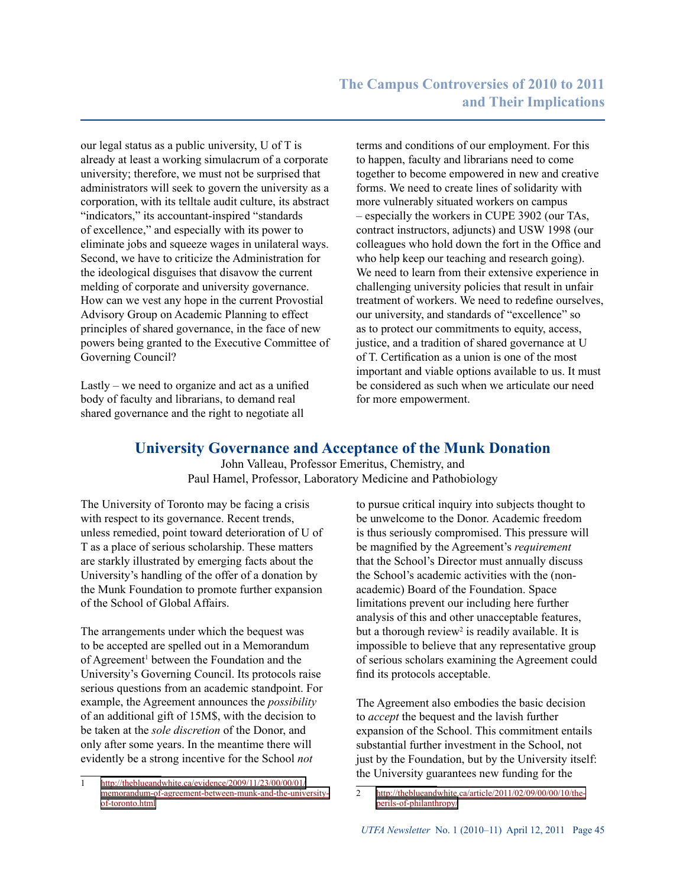our legal status as a public university, U of T is already at least a working simulacrum of a corporate university; therefore, we must not be surprised that administrators will seek to govern the university as a corporation, with its telltale audit culture, its abstract "indicators," its accountant-inspired "standards of excellence," and especially with its power to eliminate jobs and squeeze wages in unilateral ways. Second, we have to criticize the Administration for the ideological disguises that disavow the current melding of corporate and university governance. How can we vest any hope in the current Provostial Advisory Group on Academic Planning to effect principles of shared governance, in the face of new powers being granted to the Executive Committee of Governing Council?

Lastly – we need to organize and act as a unified body of faculty and librarians, to demand real shared governance and the right to negotiate all terms and conditions of our employment. For this to happen, faculty and librarians need to come together to become empowered in new and creative forms. We need to create lines of solidarity with more vulnerably situated workers on campus – especially the workers in CUPE 3902 (our TAs, contract instructors, adjuncts) and USW 1998 (our colleagues who hold down the fort in the Office and who help keep our teaching and research going). We need to learn from their extensive experience in challenging university policies that result in unfair treatment of workers. We need to redefine ourselves, our university, and standards of "excellence" so as to protect our commitments to equity, access, justice, and a tradition of shared governance at U of T. Certification as a union is one of the most important and viable options available to us. It must be considered as such when we articulate our need for more empowerment.

## University Governance and Acceptance of the Munk Donation

John Valleau, Professor Emeritus, Chemistry, and
Paul Hamel, Professor, Laboratory Medicine and Pathobiology

The University of Toronto may be facing a crisis with respect to its governance. Recent trends, unless remedied, point toward deterioration of U of T as a place of serious scholarship. These matters are starkly illustrated by emerging facts about the University's handling of the offer of a donation by the Munk Foundation to promote further expansion of the School of Global Affairs.

The arrangements under which the bequest was to be accepted are spelled out in a Memorandum of Agreement[1] between the Foundation and the University's Governing Council. Its protocols raise serious questions from an academic standpoint. For example, the Agreement announces the *possibility* of an additional gift of 15M$, with the decision to be taken at the *sole discretion* of the Donor, and only after some years. In the meantime there will evidently be a strong incentive for the School *not* to pursue critical inquiry into subjects thought to be unwelcome to the Donor. Academic freedom is thus seriously compromised. This pressure will be magnified by the Agreement's *requirement* that the School's Director must annually discuss the School's academic activities with the (non-academic) Board of the Foundation. Space limitations prevent our including here further analysis of this and other unacceptable features, but a thorough review[2] is readily available. It is impossible to believe that any representative group of serious scholars examining the Agreement could find its protocols acceptable.

The Agreement also embodies the basic decision to *accept* the bequest and the lavish further expansion of the School. This commitment entails substantial further investment in the School, not just by the Foundation, but by the University itself: the University guarantees new funding for the

---

1 http://theblueandwhite.ca/evidence/2009/11/23/00/00/01/memorandum-of-agreement-between-munk-and-the-university-of-toronto.html

2 http://theblueandwhite.ca/article/2011/02/09/00/00/10/the-perils-of-philanthropy/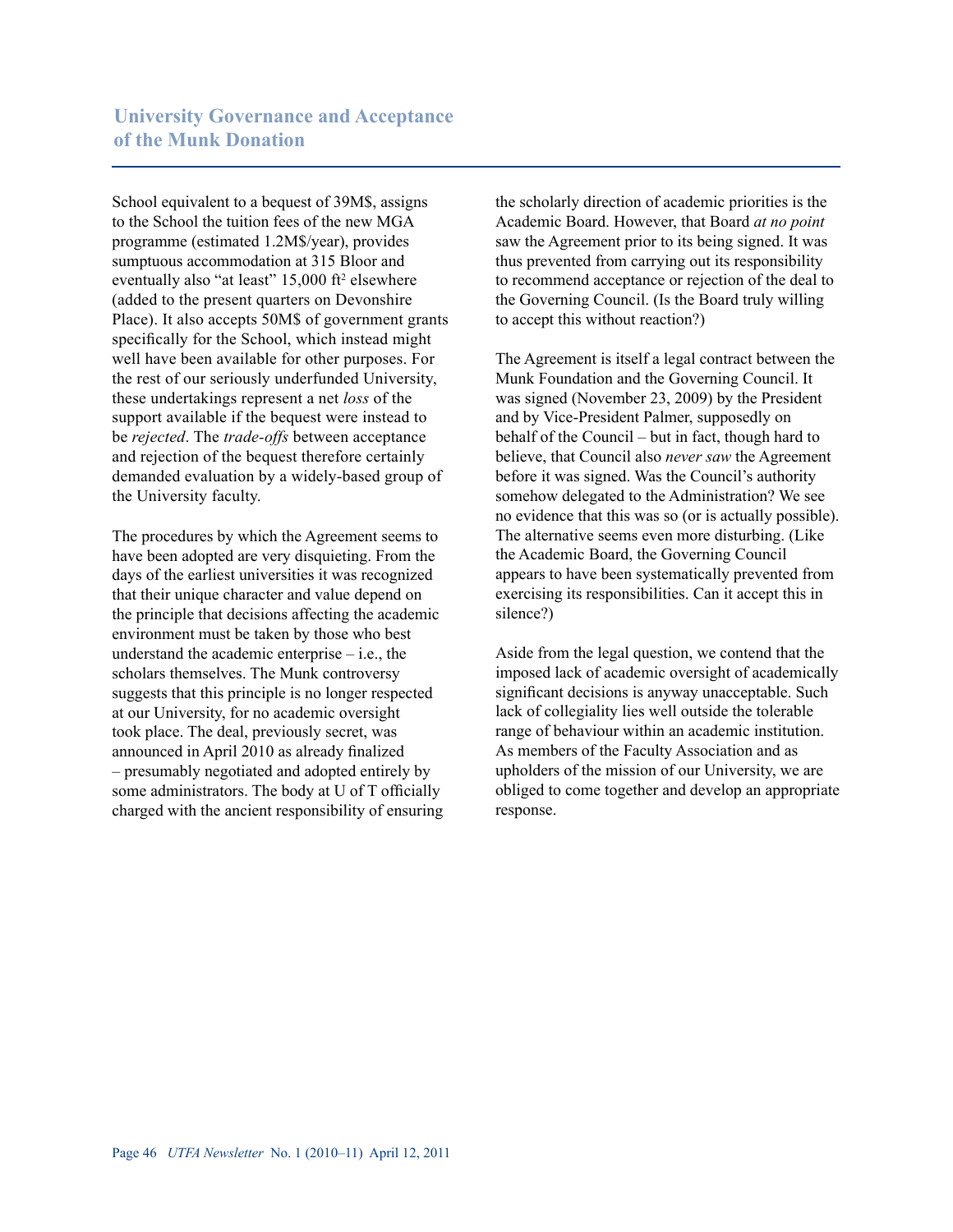## University Governance and Acceptance of the Munk Donation

School equivalent to a bequest of 39M$, assigns to the School the tuition fees of the new MGA programme (estimated 1.2M$/year), provides sumptuous accommodation at 315 Bloor and eventually also "at least" 15,000 ft$^2$ elsewhere (added to the present quarters on Devonshire Place). It also accepts 50M$ of government grants specifically for the School, which instead might well have been available for other purposes. For the rest of our seriously underfunded University, these undertakings represent a net *loss* of the support available if the bequest were instead to be *rejected*. The *trade-offs* between acceptance and rejection of the bequest therefore certainly demanded evaluation by a widely-based group of the University faculty.

The procedures by which the Agreement seems to have been adopted are very disquieting. From the days of the earliest universities it was recognized that their unique character and value depend on the principle that decisions affecting the academic environment must be taken by those who best understand the academic enterprise – i.e., the scholars themselves. The Munk controversy suggests that this principle is no longer respected at our University, for no academic oversight took place. The deal, previously secret, was announced in April 2010 as already finalized – presumably negotiated and adopted entirely by some administrators. The body at U of T officially charged with the ancient responsibility of ensuring the scholarly direction of academic priorities is the Academic Board. However, that Board *at no point* saw the Agreement prior to its being signed. It was thus prevented from carrying out its responsibility to recommend acceptance or rejection of the deal to the Governing Council. (Is the Board truly willing to accept this without reaction?)

The Agreement is itself a legal contract between the Munk Foundation and the Governing Council. It was signed (November 23, 2009) by the President and by Vice-President Palmer, supposedly on behalf of the Council – but in fact, though hard to believe, that Council also *never saw* the Agreement before it was signed. Was the Council's authority somehow delegated to the Administration? We see no evidence that this was so (or is actually possible). The alternative seems even more disturbing. (Like the Academic Board, the Governing Council appears to have been systematically prevented from exercising its responsibilities. Can it accept this in silence?)

Aside from the legal question, we contend that the imposed lack of academic oversight of academically significant decisions is anyway unacceptable. Such lack of collegiality lies well outside the tolerable range of behaviour within an academic institution. As members of the Faculty Association and as upholders of the mission of our University, we are obliged to come together and develop an appropriate response.